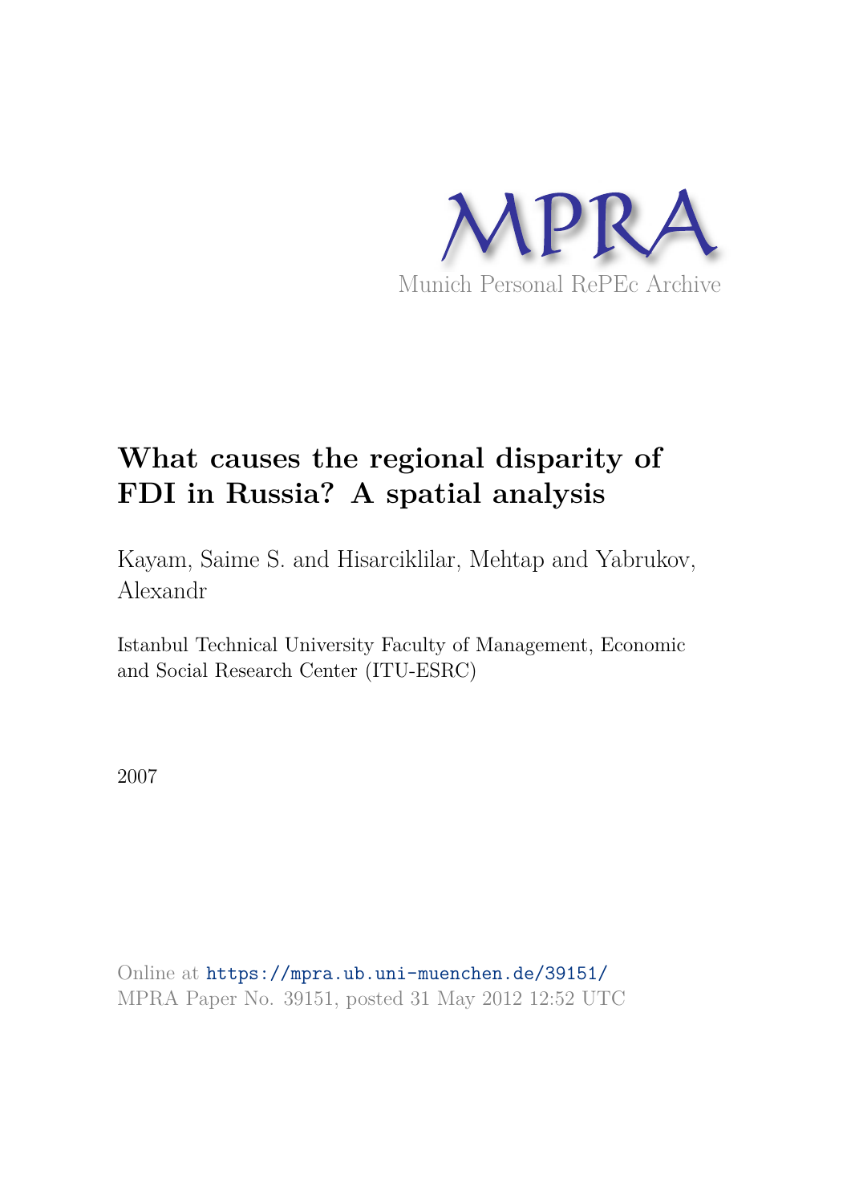MPRA

Munich Personal RePEc Archive

# What causes the regional disparity of FDI in Russia? A spatial analysis

Kayam, Saime S. and Hisarciklilar, Mehtap and Yabrukov, Alexandr

Istanbul Technical University Faculty of Management, Economic and Social Research Center (ITU-ESRC)

2007

Online at https://mpra.ub.uni-muenchen.de/39151/
MPRA Paper No. 39151, posted 31 May 2012 12:52 UTC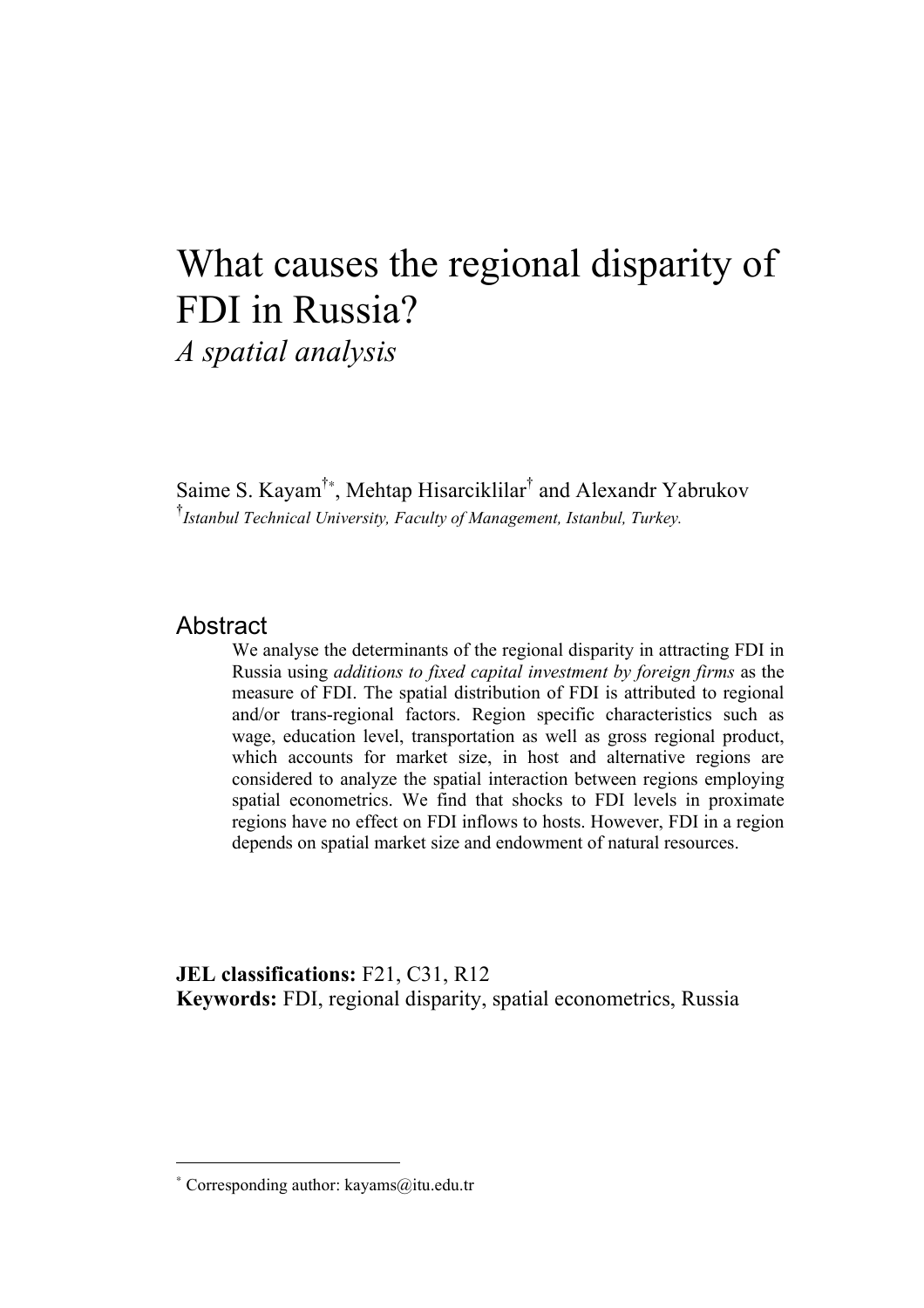# What causes the regional disparity of FDI in Russia?

*A spatial analysis*

Saime S. Kayam[†*], Mehtap Hisarciklilar[†] and Alexandr Yabrukov

[†]*Istanbul Technical University, Faculty of Management, Istanbul, Turkey.*

## Abstract

We analyse the determinants of the regional disparity in attracting FDI in Russia using *additions to fixed capital investment by foreign firms* as the measure of FDI. The spatial distribution of FDI is attributed to regional and/or trans-regional factors. Region specific characteristics such as wage, education level, transportation as well as gross regional product, which accounts for market size, in host and alternative regions are considered to analyze the spatial interaction between regions employing spatial econometrics. We find that shocks to FDI levels in proximate regions have no effect on FDI inflows to hosts. However, FDI in a region depends on spatial market size and endowment of natural resources.

**JEL classifications:** F21, C31, R12

**Keywords:** FDI, regional disparity, spatial econometrics, Russia

[*] Corresponding author: kayams@itu.edu.tr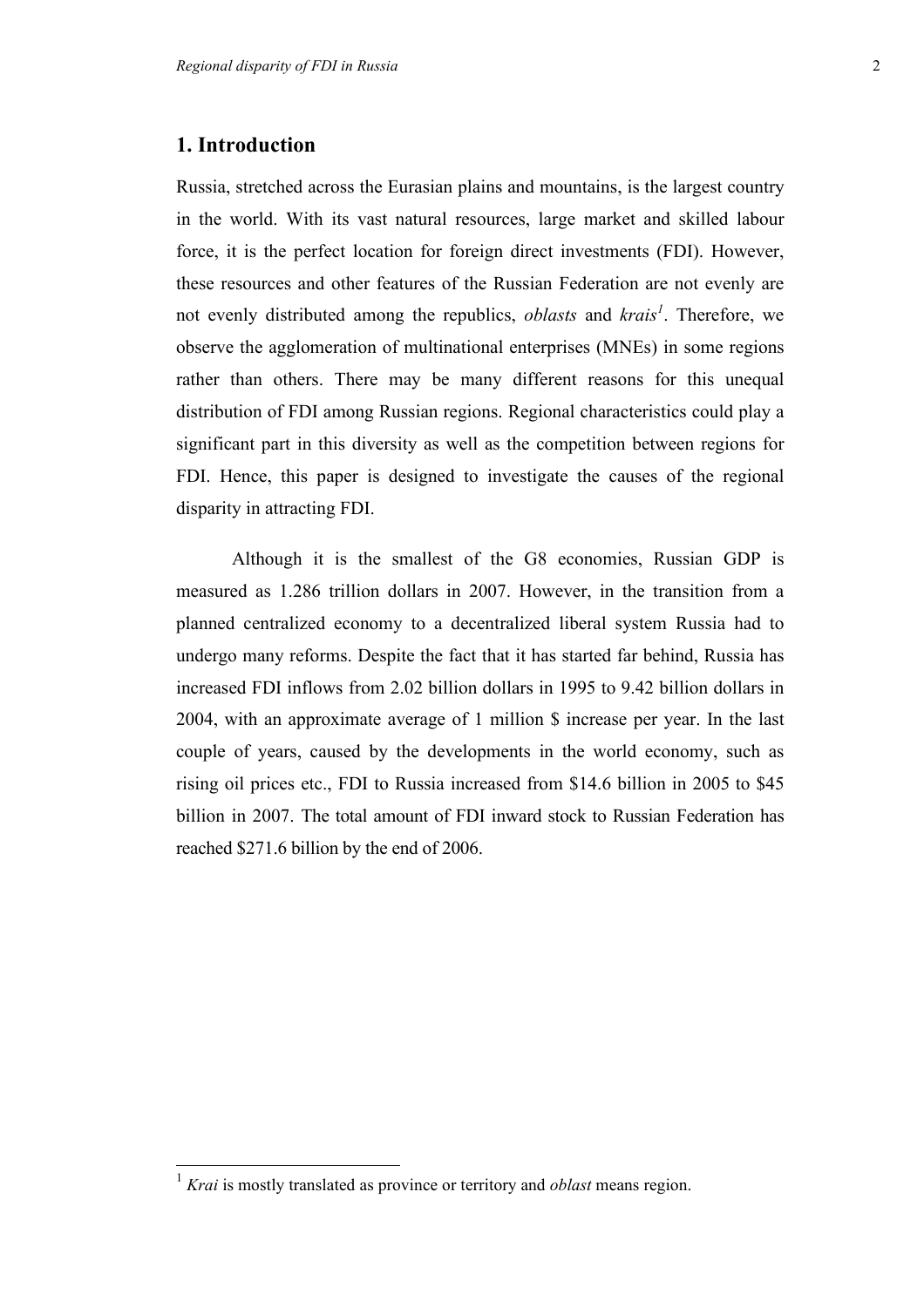## 1. Introduction

Russia, stretched across the Eurasian plains and mountains, is the largest country in the world. With its vast natural resources, large market and skilled labour force, it is the perfect location for foreign direct investments (FDI). However, these resources and other features of the Russian Federation are not evenly are not evenly distributed among the republics, *oblasts* and *krais*[1]. Therefore, we observe the agglomeration of multinational enterprises (MNEs) in some regions rather than others. There may be many different reasons for this unequal distribution of FDI among Russian regions. Regional characteristics could play a significant part in this diversity as well as the competition between regions for FDI. Hence, this paper is designed to investigate the causes of the regional disparity in attracting FDI.

Although it is the smallest of the G8 economies, Russian GDP is measured as 1.286 trillion dollars in 2007. However, in the transition from a planned centralized economy to a decentralized liberal system Russia had to undergo many reforms. Despite the fact that it has started far behind, Russia has increased FDI inflows from 2.02 billion dollars in 1995 to 9.42 billion dollars in 2004, with an approximate average of 1 million $ increase per year. In the last couple of years, caused by the developments in the world economy, such as rising oil prices etc., FDI to Russia increased from $14.6 billion in 2005 to $45 billion in 2007. The total amount of FDI inward stock to Russian Federation has reached $271.6 billion by the end of 2006.

---

[1] *Krai* is mostly translated as province or territory and *oblast* means region.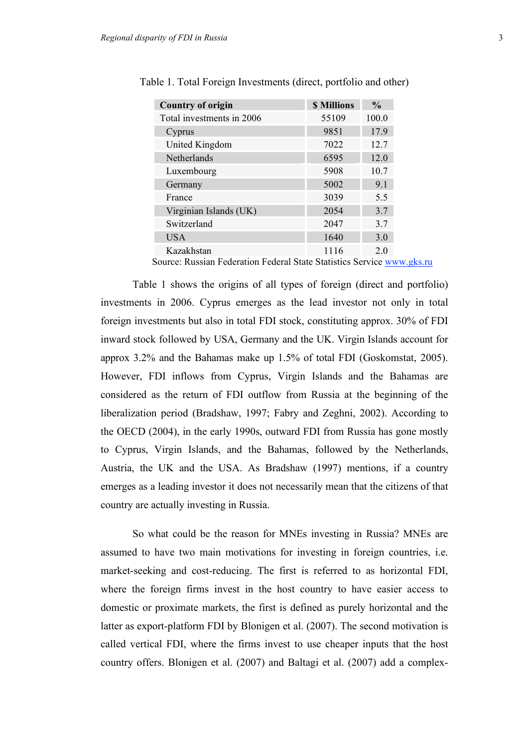Table 1. Total Foreign Investments (direct, portfolio and other)

| Country of origin | $ Millions | % |
|---|---|---|
| Total investments in 2006 | 55109 | 100.0 |
| Cyprus | 9851 | 17.9 |
| United Kingdom | 7022 | 12.7 |
| Netherlands | 6595 | 12.0 |
| Luxembourg | 5908 | 10.7 |
| Germany | 5002 | 9.1 |
| France | 3039 | 5.5 |
| Virginian Islands (UK) | 2054 | 3.7 |
| Switzerland | 2047 | 3.7 |
| USA | 1640 | 3.0 |
| Kazakhstan | 1116 | 2.0 |

Source: Russian Federation Federal State Statistics Service www.gks.ru

Table 1 shows the origins of all types of foreign (direct and portfolio) investments in 2006. Cyprus emerges as the lead investor not only in total foreign investments but also in total FDI stock, constituting approx. 30% of FDI inward stock followed by USA, Germany and the UK. Virgin Islands account for approx 3.2% and the Bahamas make up 1.5% of total FDI (Goskomstat, 2005). However, FDI inflows from Cyprus, Virgin Islands and the Bahamas are considered as the return of FDI outflow from Russia at the beginning of the liberalization period (Bradshaw, 1997; Fabry and Zeghni, 2002). According to the OECD (2004), in the early 1990s, outward FDI from Russia has gone mostly to Cyprus, Virgin Islands, and the Bahamas, followed by the Netherlands, Austria, the UK and the USA. As Bradshaw (1997) mentions, if a country emerges as a leading investor it does not necessarily mean that the citizens of that country are actually investing in Russia.

So what could be the reason for MNEs investing in Russia? MNEs are assumed to have two main motivations for investing in foreign countries, i.e. market-seeking and cost-reducing. The first is referred to as horizontal FDI, where the foreign firms invest in the host country to have easier access to domestic or proximate markets, the first is defined as purely horizontal and the latter as export-platform FDI by Blonigen et al. (2007). The second motivation is called vertical FDI, where the firms invest to use cheaper inputs that the host country offers. Blonigen et al. (2007) and Baltagi et al. (2007) add a complex-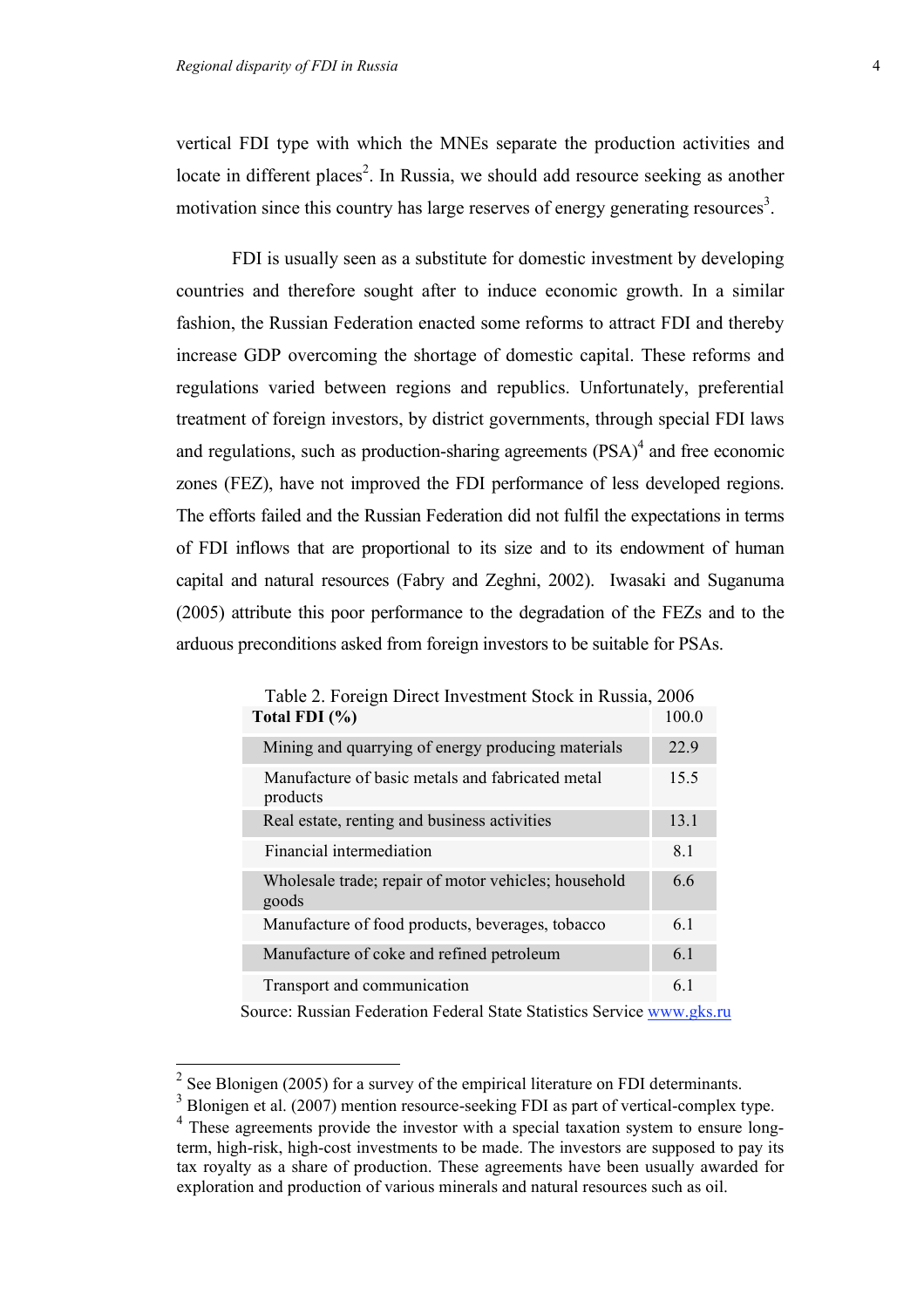vertical FDI type with which the MNEs separate the production activities and locate in different places[2]. In Russia, we should add resource seeking as another motivation since this country has large reserves of energy generating resources[3].

FDI is usually seen as a substitute for domestic investment by developing countries and therefore sought after to induce economic growth. In a similar fashion, the Russian Federation enacted some reforms to attract FDI and thereby increase GDP overcoming the shortage of domestic capital. These reforms and regulations varied between regions and republics. Unfortunately, preferential treatment of foreign investors, by district governments, through special FDI laws and regulations, such as production-sharing agreements (PSA)[4] and free economic zones (FEZ), have not improved the FDI performance of less developed regions. The efforts failed and the Russian Federation did not fulfil the expectations in terms of FDI inflows that are proportional to its size and to its endowment of human capital and natural resources (Fabry and Zeghni, 2002). Iwasaki and Suganuma (2005) attribute this poor performance to the degradation of the FEZs and to the arduous preconditions asked from foreign investors to be suitable for PSAs.

Table 2. Foreign Direct Investment Stock in Russia, 2006

| **Total FDI (%)** | 100.0 |
|---|---|
| Mining and quarrying of energy producing materials | 22.9 |
| Manufacture of basic metals and fabricated metal products | 15.5 |
| Real estate, renting and business activities | 13.1 |
| Financial intermediation | 8.1 |
| Wholesale trade; repair of motor vehicles; household goods | 6.6 |
| Manufacture of food products, beverages, tobacco | 6.1 |
| Manufacture of coke and refined petroleum | 6.1 |
| Transport and communication | 6.1 |

Source: Russian Federation Federal State Statistics Service www.gks.ru

---

[2] See Blonigen (2005) for a survey of the empirical literature on FDI determinants.

[3] Blonigen et al. (2007) mention resource-seeking FDI as part of vertical-complex type.

[4] These agreements provide the investor with a special taxation system to ensure long-term, high-risk, high-cost investments to be made. The investors are supposed to pay its tax royalty as a share of production. These agreements have been usually awarded for exploration and production of various minerals and natural resources such as oil.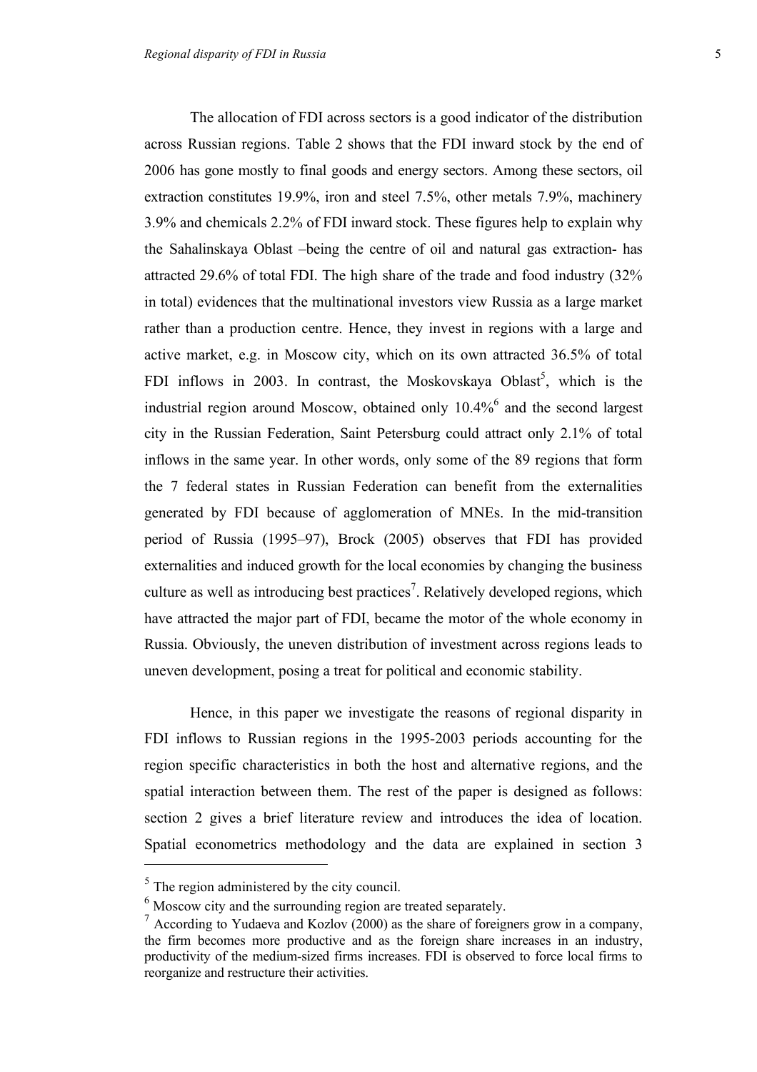The allocation of FDI across sectors is a good indicator of the distribution across Russian regions. Table 2 shows that the FDI inward stock by the end of 2006 has gone mostly to final goods and energy sectors. Among these sectors, oil extraction constitutes 19.9%, iron and steel 7.5%, other metals 7.9%, machinery 3.9% and chemicals 2.2% of FDI inward stock. These figures help to explain why the Sahalinskaya Oblast –being the centre of oil and natural gas extraction- has attracted 29.6% of total FDI. The high share of the trade and food industry (32% in total) evidences that the multinational investors view Russia as a large market rather than a production centre. Hence, they invest in regions with a large and active market, e.g. in Moscow city, which on its own attracted 36.5% of total FDI inflows in 2003. In contrast, the Moskovskaya Oblast[5], which is the industrial region around Moscow, obtained only 10.4%[6] and the second largest city in the Russian Federation, Saint Petersburg could attract only 2.1% of total inflows in the same year. In other words, only some of the 89 regions that form the 7 federal states in Russian Federation can benefit from the externalities generated by FDI because of agglomeration of MNEs. In the mid-transition period of Russia (1995–97), Brock (2005) observes that FDI has provided externalities and induced growth for the local economies by changing the business culture as well as introducing best practices[7]. Relatively developed regions, which have attracted the major part of FDI, became the motor of the whole economy in Russia. Obviously, the uneven distribution of investment across regions leads to uneven development, posing a treat for political and economic stability.

Hence, in this paper we investigate the reasons of regional disparity in FDI inflows to Russian regions in the 1995-2003 periods accounting for the region specific characteristics in both the host and alternative regions, and the spatial interaction between them. The rest of the paper is designed as follows: section 2 gives a brief literature review and introduces the idea of location. Spatial econometrics methodology and the data are explained in section 3

---

[5] The region administered by the city council.

[6] Moscow city and the surrounding region are treated separately.

[7] According to Yudaeva and Kozlov (2000) as the share of foreigners grow in a company, the firm becomes more productive and as the foreign share increases in an industry, productivity of the medium-sized firms increases. FDI is observed to force local firms to reorganize and restructure their activities.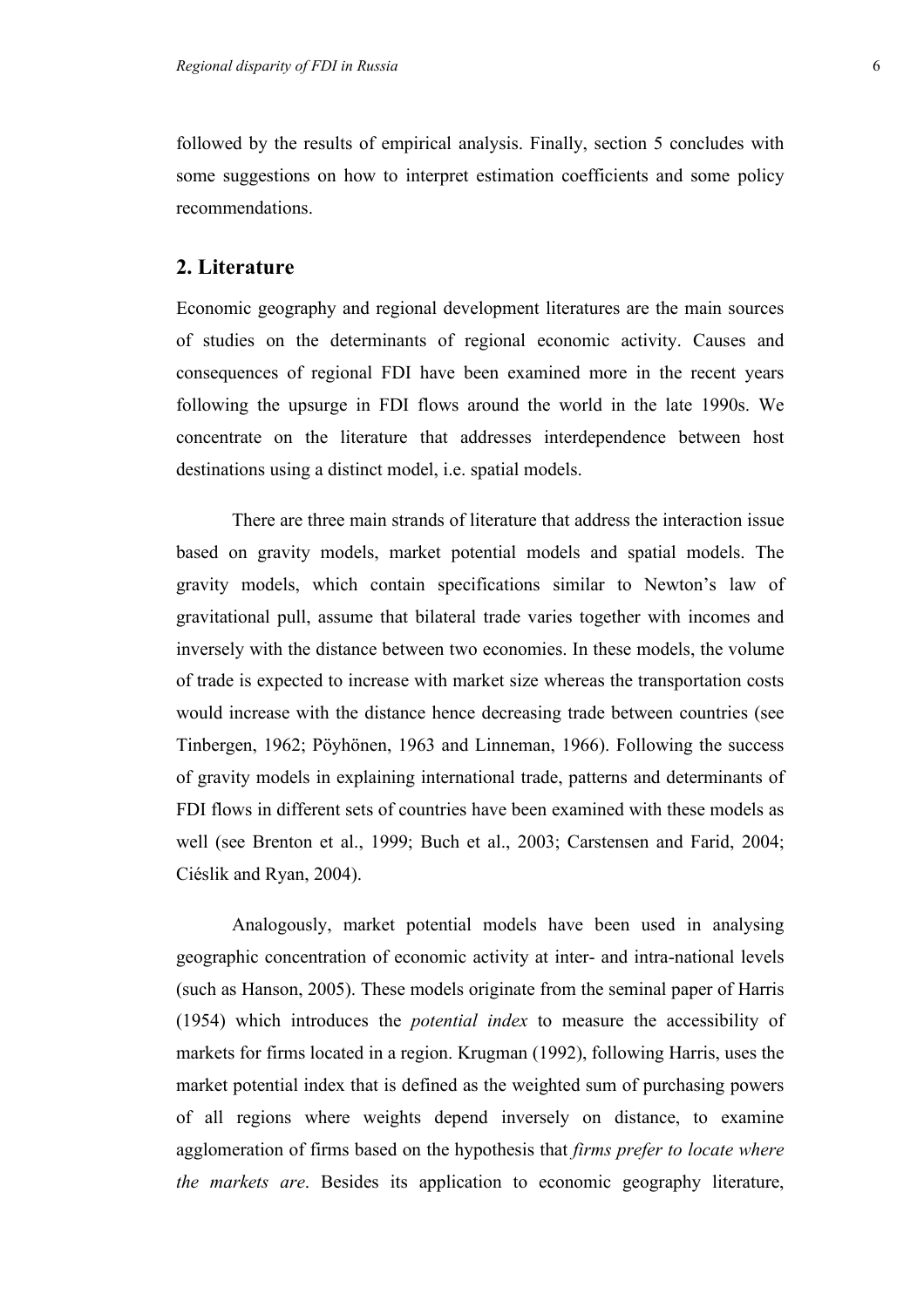followed by the results of empirical analysis. Finally, section 5 concludes with some suggestions on how to interpret estimation coefficients and some policy recommendations.

## 2. Literature

Economic geography and regional development literatures are the main sources of studies on the determinants of regional economic activity. Causes and consequences of regional FDI have been examined more in the recent years following the upsurge in FDI flows around the world in the late 1990s. We concentrate on the literature that addresses interdependence between host destinations using a distinct model, i.e. spatial models.

There are three main strands of literature that address the interaction issue based on gravity models, market potential models and spatial models. The gravity models, which contain specifications similar to Newton's law of gravitational pull, assume that bilateral trade varies together with incomes and inversely with the distance between two economies. In these models, the volume of trade is expected to increase with market size whereas the transportation costs would increase with the distance hence decreasing trade between countries (see Tinbergen, 1962; Pöyhönen, 1963 and Linneman, 1966). Following the success of gravity models in explaining international trade, patterns and determinants of FDI flows in different sets of countries have been examined with these models as well (see Brenton et al., 1999; Buch et al., 2003; Carstensen and Farid, 2004; Ciéslik and Ryan, 2004).

Analogously, market potential models have been used in analysing geographic concentration of economic activity at inter- and intra-national levels (such as Hanson, 2005). These models originate from the seminal paper of Harris (1954) which introduces the *potential index* to measure the accessibility of markets for firms located in a region. Krugman (1992), following Harris, uses the market potential index that is defined as the weighted sum of purchasing powers of all regions where weights depend inversely on distance, to examine agglomeration of firms based on the hypothesis that *firms prefer to locate where the markets are*. Besides its application to economic geography literature,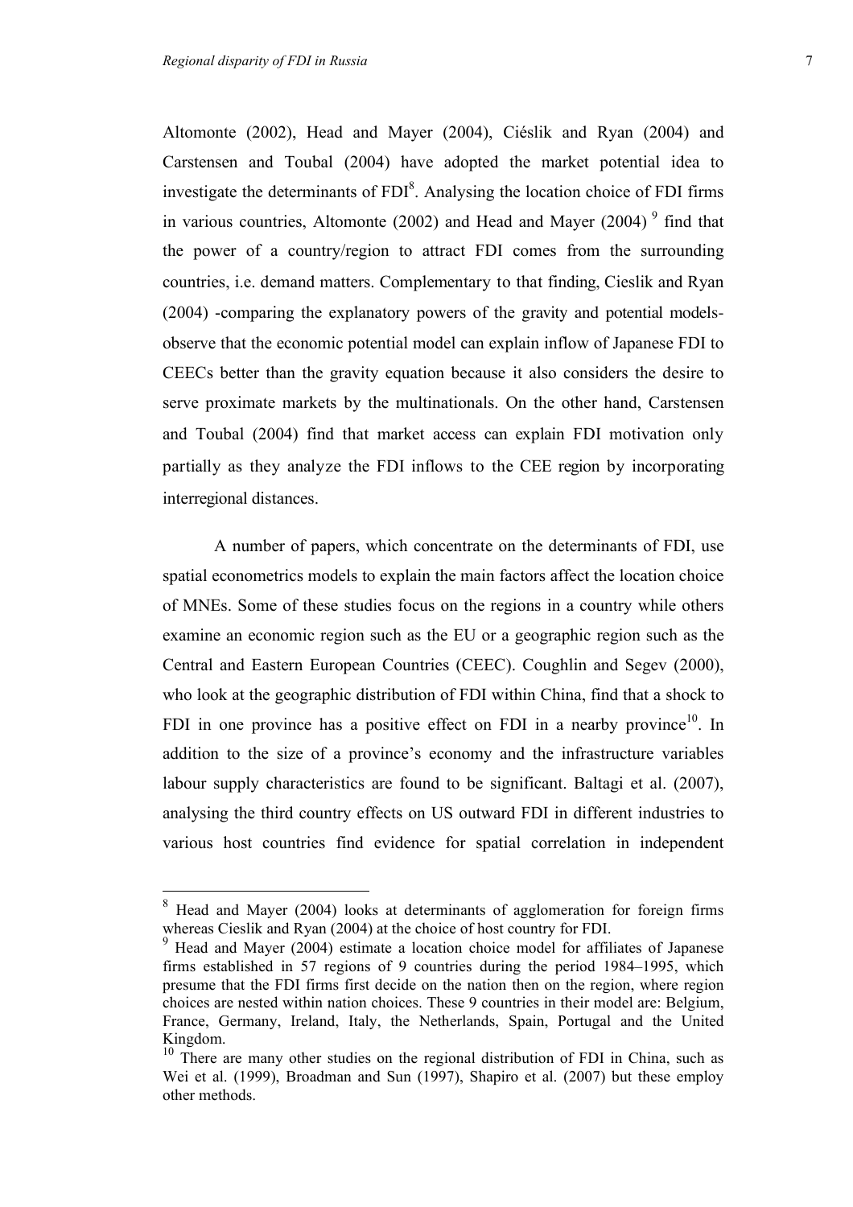Altomonte (2002), Head and Mayer (2004), Ciéslik and Ryan (2004) and Carstensen and Toubal (2004) have adopted the market potential idea to investigate the determinants of FDI[8]. Analysing the location choice of FDI firms in various countries, Altomonte (2002) and Head and Mayer (2004) [9] find that the power of a country/region to attract FDI comes from the surrounding countries, i.e. demand matters. Complementary to that finding, Cieslik and Ryan (2004) -comparing the explanatory powers of the gravity and potential models- observe that the economic potential model can explain inflow of Japanese FDI to CEECs better than the gravity equation because it also considers the desire to serve proximate markets by the multinationals. On the other hand, Carstensen and Toubal (2004) find that market access can explain FDI motivation only partially as they analyze the FDI inflows to the CEE region by incorporating interregional distances.

A number of papers, which concentrate on the determinants of FDI, use spatial econometrics models to explain the main factors affect the location choice of MNEs. Some of these studies focus on the regions in a country while others examine an economic region such as the EU or a geographic region such as the Central and Eastern European Countries (CEEC). Coughlin and Segev (2000), who look at the geographic distribution of FDI within China, find that a shock to FDI in one province has a positive effect on FDI in a nearby province[10]. In addition to the size of a province's economy and the infrastructure variables labour supply characteristics are found to be significant. Baltagi et al. (2007), analysing the third country effects on US outward FDI in different industries to various host countries find evidence for spatial correlation in independent

---

[8] Head and Mayer (2004) looks at determinants of agglomeration for foreign firms whereas Cieslik and Ryan (2004) at the choice of host country for FDI.

[9] Head and Mayer (2004) estimate a location choice model for affiliates of Japanese firms established in 57 regions of 9 countries during the period 1984–1995, which presume that the FDI firms first decide on the nation then on the region, where region choices are nested within nation choices. These 9 countries in their model are: Belgium, France, Germany, Ireland, Italy, the Netherlands, Spain, Portugal and the United Kingdom.

[10] There are many other studies on the regional distribution of FDI in China, such as Wei et al. (1999), Broadman and Sun (1997), Shapiro et al. (2007) but these employ other methods.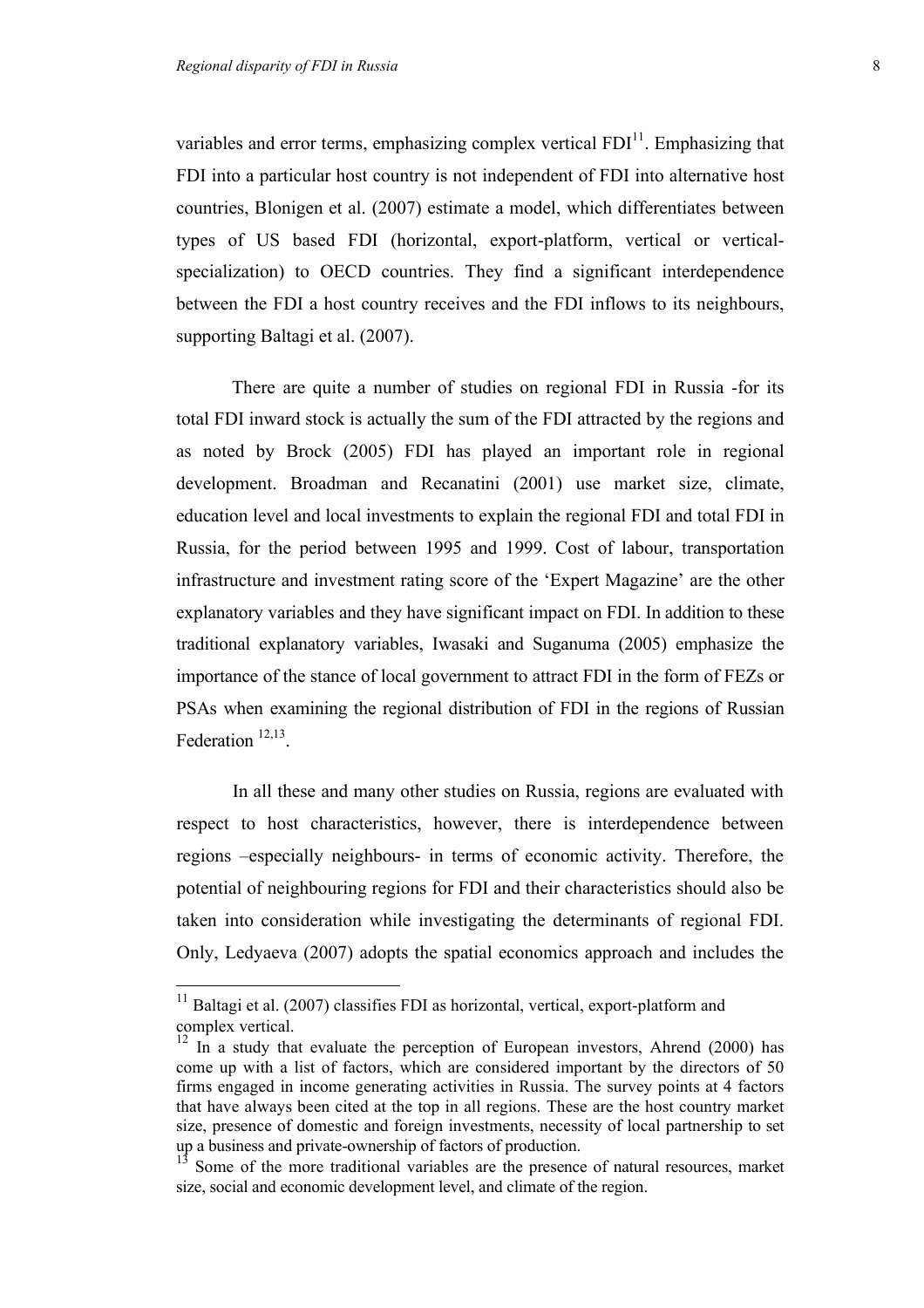variables and error terms, emphasizing complex vertical FDI[11]. Emphasizing that FDI into a particular host country is not independent of FDI into alternative host countries, Blonigen et al. (2007) estimate a model, which differentiates between types of US based FDI (horizontal, export-platform, vertical or vertical-specialization) to OECD countries. They find a significant interdependence between the FDI a host country receives and the FDI inflows to its neighbours, supporting Baltagi et al. (2007).

There are quite a number of studies on regional FDI in Russia -for its total FDI inward stock is actually the sum of the FDI attracted by the regions and as noted by Brock (2005) FDI has played an important role in regional development. Broadman and Recanatini (2001) use market size, climate, education level and local investments to explain the regional FDI and total FDI in Russia, for the period between 1995 and 1999. Cost of labour, transportation infrastructure and investment rating score of the 'Expert Magazine' are the other explanatory variables and they have significant impact on FDI. In addition to these traditional explanatory variables, Iwasaki and Suganuma (2005) emphasize the importance of the stance of local government to attract FDI in the form of FEZs or PSAs when examining the regional distribution of FDI in the regions of Russian Federation [12,13].

In all these and many other studies on Russia, regions are evaluated with respect to host characteristics, however, there is interdependence between regions –especially neighbours- in terms of economic activity. Therefore, the potential of neighbouring regions for FDI and their characteristics should also be taken into consideration while investigating the determinants of regional FDI. Only, Ledyaeva (2007) adopts the spatial economics approach and includes the

---

[11] Baltagi et al. (2007) classifies FDI as horizontal, vertical, export-platform and complex vertical.

[12] In a study that evaluate the perception of European investors, Ahrend (2000) has come up with a list of factors, which are considered important by the directors of 50 firms engaged in income generating activities in Russia. The survey points at 4 factors that have always been cited at the top in all regions. These are the host country market size, presence of domestic and foreign investments, necessity of local partnership to set up a business and private-ownership of factors of production.

[13] Some of the more traditional variables are the presence of natural resources, market size, social and economic development level, and climate of the region.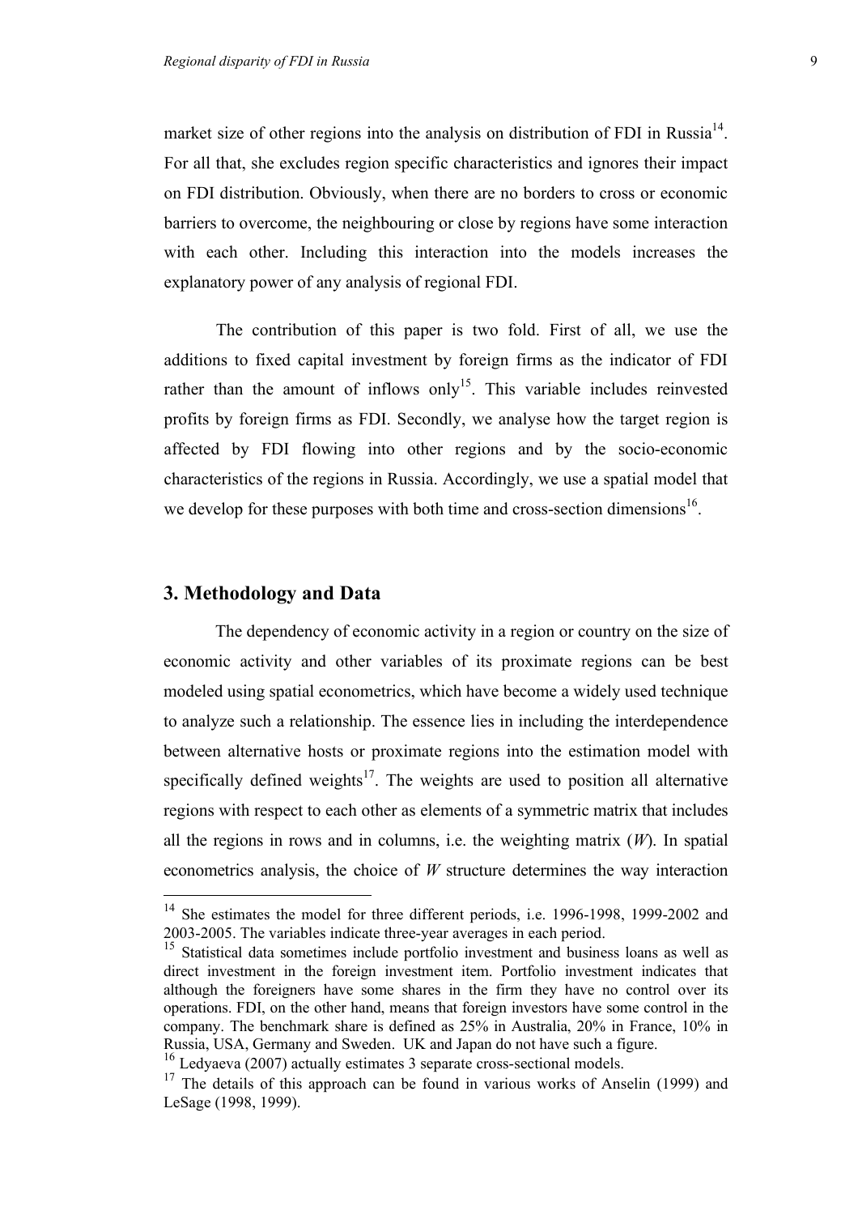market size of other regions into the analysis on distribution of FDI in Russia[14]. For all that, she excludes region specific characteristics and ignores their impact on FDI distribution. Obviously, when there are no borders to cross or economic barriers to overcome, the neighbouring or close by regions have some interaction with each other. Including this interaction into the models increases the explanatory power of any analysis of regional FDI.

The contribution of this paper is two fold. First of all, we use the additions to fixed capital investment by foreign firms as the indicator of FDI rather than the amount of inflows only[15]. This variable includes reinvested profits by foreign firms as FDI. Secondly, we analyse how the target region is affected by FDI flowing into other regions and by the socio-economic characteristics of the regions in Russia. Accordingly, we use a spatial model that we develop for these purposes with both time and cross-section dimensions[16].

## 3. Methodology and Data

The dependency of economic activity in a region or country on the size of economic activity and other variables of its proximate regions can be best modeled using spatial econometrics, which have become a widely used technique to analyze such a relationship. The essence lies in including the interdependence between alternative hosts or proximate regions into the estimation model with specifically defined weights[17]. The weights are used to position all alternative regions with respect to each other as elements of a symmetric matrix that includes all the regions in rows and in columns, i.e. the weighting matrix ($W$). In spatial econometrics analysis, the choice of $W$ structure determines the way interaction

---

[14] She estimates the model for three different periods, i.e. 1996-1998, 1999-2002 and 2003-2005. The variables indicate three-year averages in each period.

[15] Statistical data sometimes include portfolio investment and business loans as well as direct investment in the foreign investment item. Portfolio investment indicates that although the foreigners have some shares in the firm they have no control over its operations. FDI, on the other hand, means that foreign investors have some control in the company. The benchmark share is defined as 25% in Australia, 20% in France, 10% in Russia, USA, Germany and Sweden. UK and Japan do not have such a figure.

[16] Ledyaeva (2007) actually estimates 3 separate cross-sectional models.

[17] The details of this approach can be found in various works of Anselin (1999) and LeSage (1998, 1999).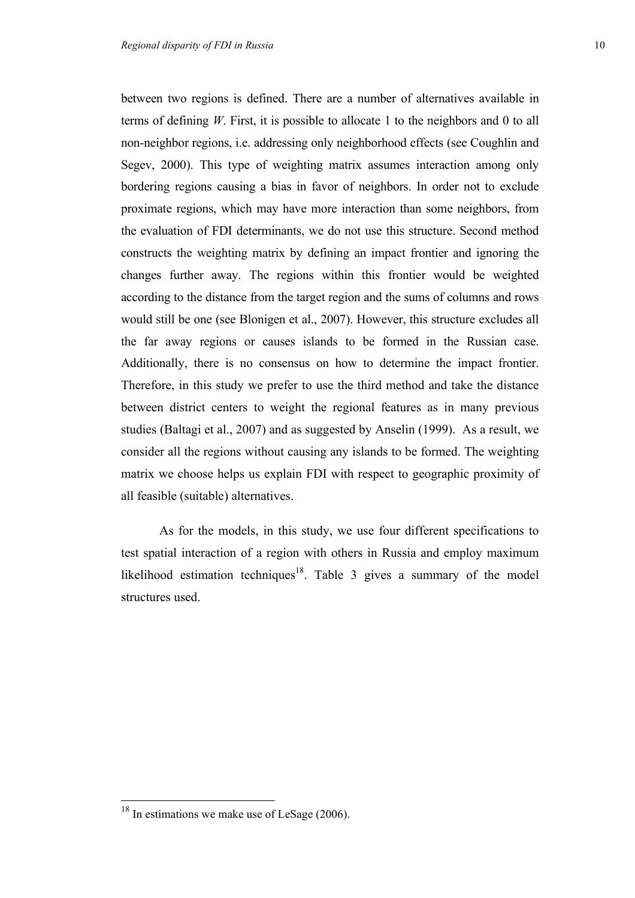between two regions is defined. There are a number of alternatives available in terms of defining *W*. First, it is possible to allocate 1 to the neighbors and 0 to all non-neighbor regions, i.e. addressing only neighborhood effects (see Coughlin and Segev, 2000). This type of weighting matrix assumes interaction among only bordering regions causing a bias in favor of neighbors. In order not to exclude proximate regions, which may have more interaction than some neighbors, from the evaluation of FDI determinants, we do not use this structure. Second method constructs the weighting matrix by defining an impact frontier and ignoring the changes further away. The regions within this frontier would be weighted according to the distance from the target region and the sums of columns and rows would still be one (see Blonigen et al., 2007). However, this structure excludes all the far away regions or causes islands to be formed in the Russian case. Additionally, there is no consensus on how to determine the impact frontier. Therefore, in this study we prefer to use the third method and take the distance between district centers to weight the regional features as in many previous studies (Baltagi et al., 2007) and as suggested by Anselin (1999). As a result, we consider all the regions without causing any islands to be formed. The weighting matrix we choose helps us explain FDI with respect to geographic proximity of all feasible (suitable) alternatives.

As for the models, in this study, we use four different specifications to test spatial interaction of a region with others in Russia and employ maximum likelihood estimation techniques[18]. Table 3 gives a summary of the model structures used.

[18] In estimations we make use of LeSage (2006).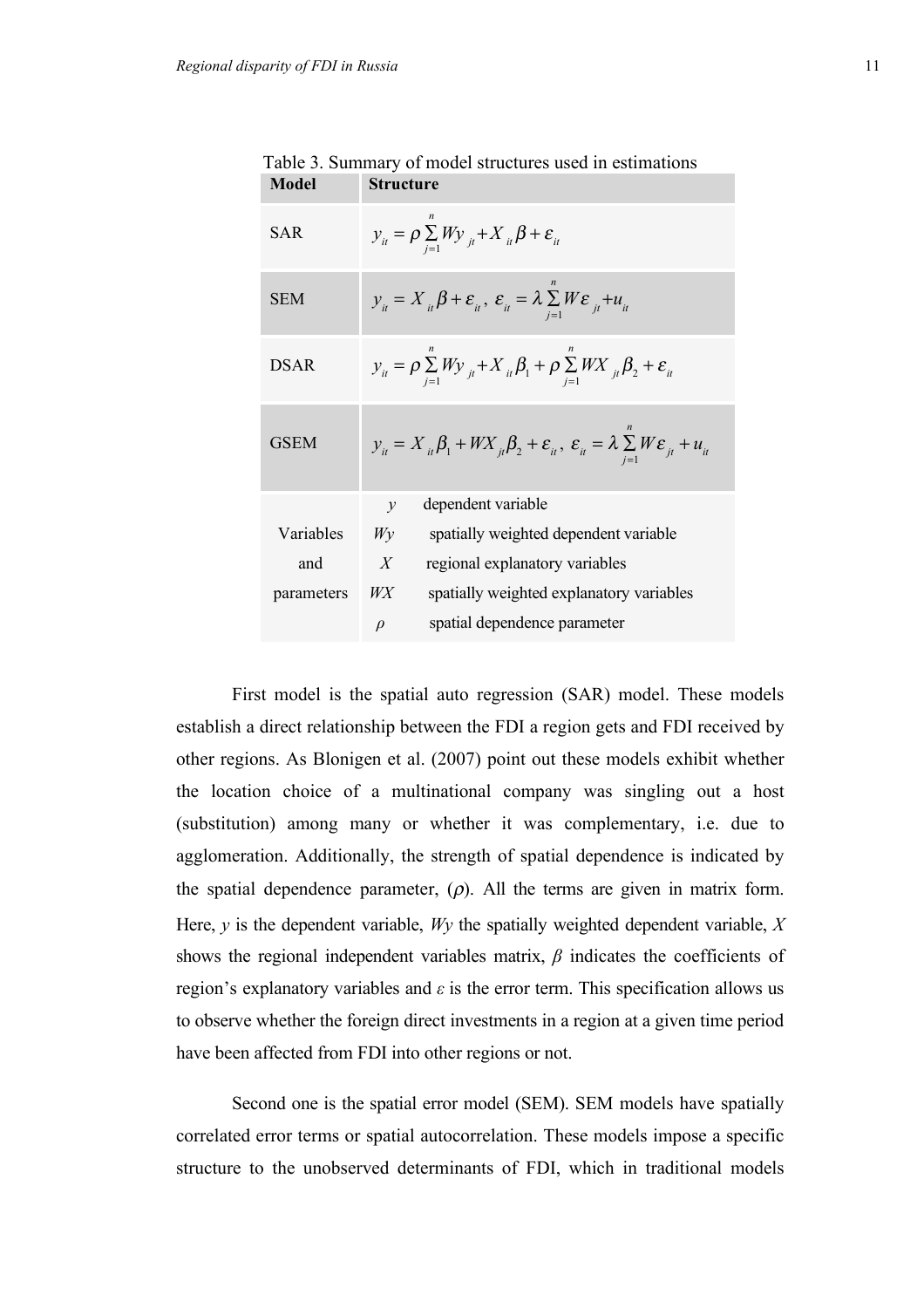Table 3. Summary of model structures used in estimations

| Model | Structure |
|---|---|
| SAR | $y_{it} = \rho \sum_{j=1}^{n} Wy_{jt} + X_{it}\beta + \varepsilon_{it}$ |
| SEM | $y_{it} = X_{it}\beta + \varepsilon_{it}$, $\varepsilon_{it} = \lambda \sum_{j=1}^{n} W\varepsilon_{jt} + u_{it}$ |
| DSAR | $y_{it} = \rho \sum_{j=1}^{n} Wy_{jt} + X_{it}\beta_1 + \rho \sum_{j=1}^{n} WX_{jt}\beta_2 + \varepsilon_{it}$ |
| GSEM | $y_{it} = X_{it}\beta_1 + WX_{jt}\beta_2 + \varepsilon_{it}$, $\varepsilon_{it} = \lambda \sum_{j=1}^{n} W\varepsilon_{jt} + u_{it}$ |
| Variables and parameters | $y$ dependent variable<br>$Wy$ spatially weighted dependent variable<br>$X$ regional explanatory variables<br>$WX$ spatially weighted explanatory variables<br>$\rho$ spatial dependence parameter |

First model is the spatial auto regression (SAR) model. These models establish a direct relationship between the FDI a region gets and FDI received by other regions. As Blonigen et al. (2007) point out these models exhibit whether the location choice of a multinational company was singling out a host (substitution) among many or whether it was complementary, i.e. due to agglomeration. Additionally, the strength of spatial dependence is indicated by the spatial dependence parameter, ($\rho$). All the terms are given in matrix form. Here, $y$ is the dependent variable, $Wy$ the spatially weighted dependent variable, $X$ shows the regional independent variables matrix, $\beta$ indicates the coefficients of region's explanatory variables and $\varepsilon$ is the error term. This specification allows us to observe whether the foreign direct investments in a region at a given time period have been affected from FDI into other regions or not.

Second one is the spatial error model (SEM). SEM models have spatially correlated error terms or spatial autocorrelation. These models impose a specific structure to the unobserved determinants of FDI, which in traditional models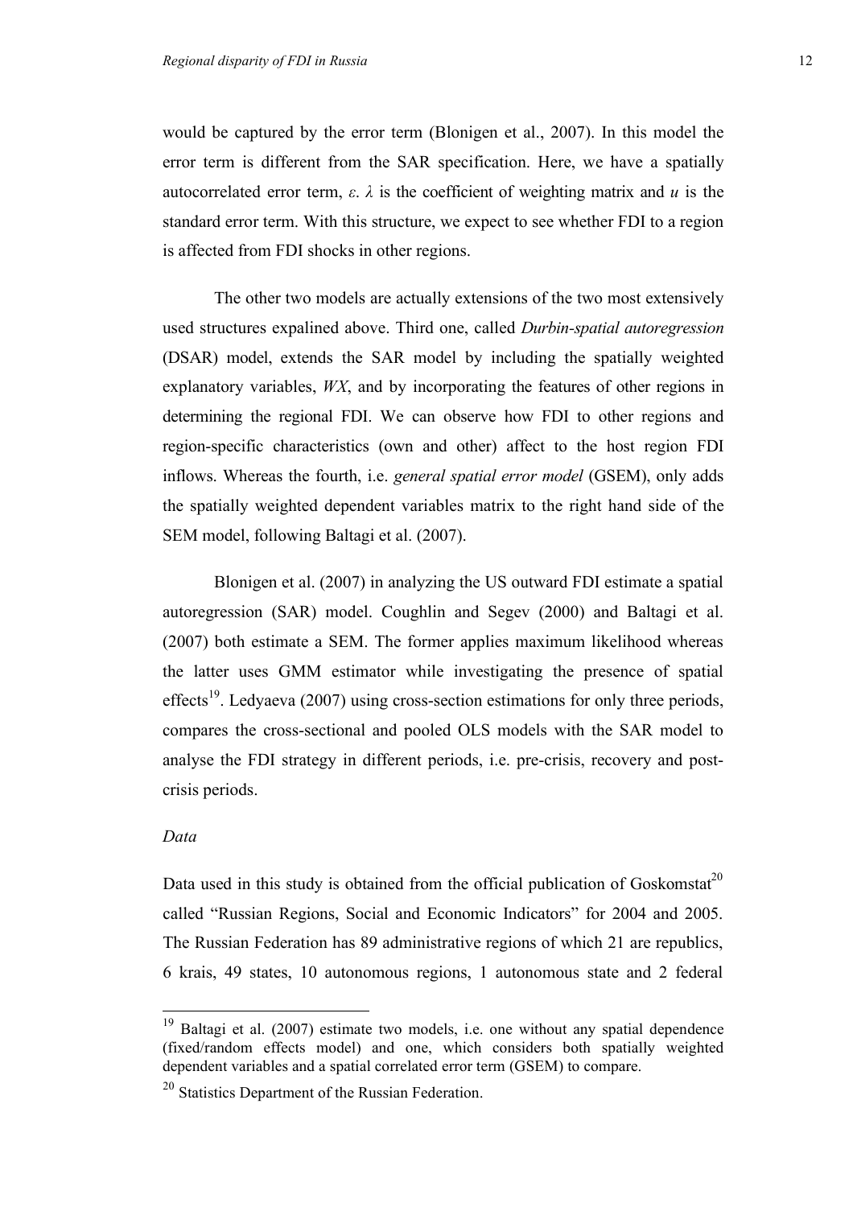would be captured by the error term (Blonigen et al., 2007). In this model the error term is different from the SAR specification. Here, we have a spatially autocorrelated error term, $\varepsilon$. $\lambda$ is the coefficient of weighting matrix and $u$ is the standard error term. With this structure, we expect to see whether FDI to a region is affected from FDI shocks in other regions.

The other two models are actually extensions of the two most extensively used structures expalined above. Third one, called *Durbin-spatial autoregression* (DSAR) model, extends the SAR model by including the spatially weighted explanatory variables, $WX$, and by incorporating the features of other regions in determining the regional FDI. We can observe how FDI to other regions and region-specific characteristics (own and other) affect to the host region FDI inflows. Whereas the fourth, i.e. *general spatial error model* (GSEM), only adds the spatially weighted dependent variables matrix to the right hand side of the SEM model, following Baltagi et al. (2007).

Blonigen et al. (2007) in analyzing the US outward FDI estimate a spatial autoregression (SAR) model. Coughlin and Segev (2000) and Baltagi et al. (2007) both estimate a SEM. The former applies maximum likelihood whereas the latter uses GMM estimator while investigating the presence of spatial effects[19]. Ledyaeva (2007) using cross-section estimations for only three periods, compares the cross-sectional and pooled OLS models with the SAR model to analyse the FDI strategy in different periods, i.e. pre-crisis, recovery and post-crisis periods.

*Data*

Data used in this study is obtained from the official publication of Goskomstat[20] called "Russian Regions, Social and Economic Indicators" for 2004 and 2005. The Russian Federation has 89 administrative regions of which 21 are republics, 6 krais, 49 states, 10 autonomous regions, 1 autonomous state and 2 federal

---

[19] Baltagi et al. (2007) estimate two models, i.e. one without any spatial dependence (fixed/random effects model) and one, which considers both spatially weighted dependent variables and a spatial correlated error term (GSEM) to compare.

[20] Statistics Department of the Russian Federation.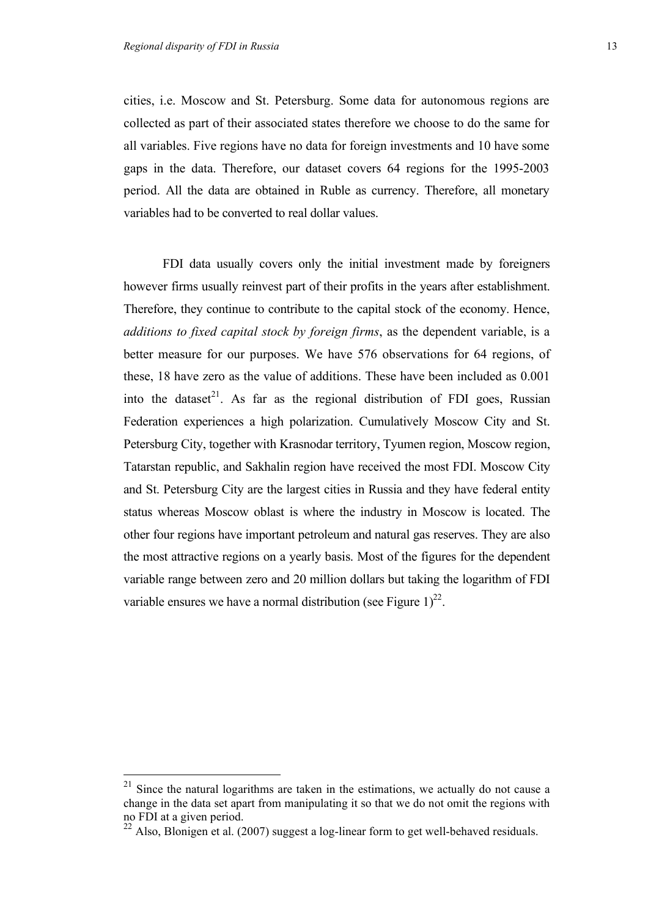cities, i.e. Moscow and St. Petersburg. Some data for autonomous regions are collected as part of their associated states therefore we choose to do the same for all variables. Five regions have no data for foreign investments and 10 have some gaps in the data. Therefore, our dataset covers 64 regions for the 1995-2003 period. All the data are obtained in Ruble as currency. Therefore, all monetary variables had to be converted to real dollar values.

FDI data usually covers only the initial investment made by foreigners however firms usually reinvest part of their profits in the years after establishment. Therefore, they continue to contribute to the capital stock of the economy. Hence, *additions to fixed capital stock by foreign firms*, as the dependent variable, is a better measure for our purposes. We have 576 observations for 64 regions, of these, 18 have zero as the value of additions. These have been included as 0.001 into the dataset[21]. As far as the regional distribution of FDI goes, Russian Federation experiences a high polarization. Cumulatively Moscow City and St. Petersburg City, together with Krasnodar territory, Tyumen region, Moscow region, Tatarstan republic, and Sakhalin region have received the most FDI. Moscow City and St. Petersburg City are the largest cities in Russia and they have federal entity status whereas Moscow oblast is where the industry in Moscow is located. The other four regions have important petroleum and natural gas reserves. They are also the most attractive regions on a yearly basis. Most of the figures for the dependent variable range between zero and 20 million dollars but taking the logarithm of FDI variable ensures we have a normal distribution (see Figure 1)[22].

---

[21] Since the natural logarithms are taken in the estimations, we actually do not cause a change in the data set apart from manipulating it so that we do not omit the regions with no FDI at a given period.

[22] Also, Blonigen et al. (2007) suggest a log-linear form to get well-behaved residuals.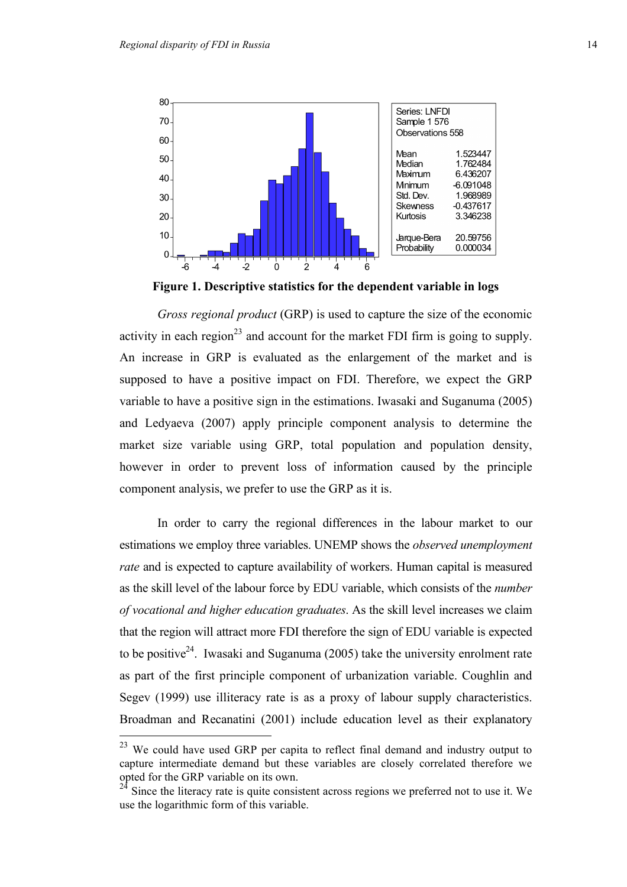| Series: LNFDI | |
|---|---|
| Sample 1 576 | |
| Observations 558 | |
| Mean | 1.523447 |
| Median | 1.762484 |
| Maximum | 6.436207 |
| Minimum | -6.091048 |
| Std. Dev. | 1.968989 |
| Skewness | -0.437617 |
| Kurtosis | 3.346238 |
| Jarque-Bera | 20.59756 |
| Probability | 0.000034 |

**Figure 1. Descriptive statistics for the dependent variable in logs**

*Gross regional product* (GRP) is used to capture the size of the economic activity in each region[23] and account for the market FDI firm is going to supply. An increase in GRP is evaluated as the enlargement of the market and is supposed to have a positive impact on FDI. Therefore, we expect the GRP variable to have a positive sign in the estimations. Iwasaki and Suganuma (2005) and Ledyaeva (2007) apply principle component analysis to determine the market size variable using GRP, total population and population density, however in order to prevent loss of information caused by the principle component analysis, we prefer to use the GRP as it is.

In order to carry the regional differences in the labour market to our estimations we employ three variables. UNEMP shows the *observed unemployment rate* and is expected to capture availability of workers. Human capital is measured as the skill level of the labour force by EDU variable, which consists of the *number of vocational and higher education graduates*. As the skill level increases we claim that the region will attract more FDI therefore the sign of EDU variable is expected to be positive[24]. Iwasaki and Suganuma (2005) take the university enrolment rate as part of the first principle component of urbanization variable. Coughlin and Segev (1999) use illiteracy rate is as a proxy of labour supply characteristics. Broadman and Recanatini (2001) include education level as their explanatory

[23] We could have used GRP per capita to reflect final demand and industry output to capture intermediate demand but these variables are closely correlated therefore we opted for the GRP variable on its own.

[24] Since the literacy rate is quite consistent across regions we preferred not to use it. We use the logarithmic form of this variable.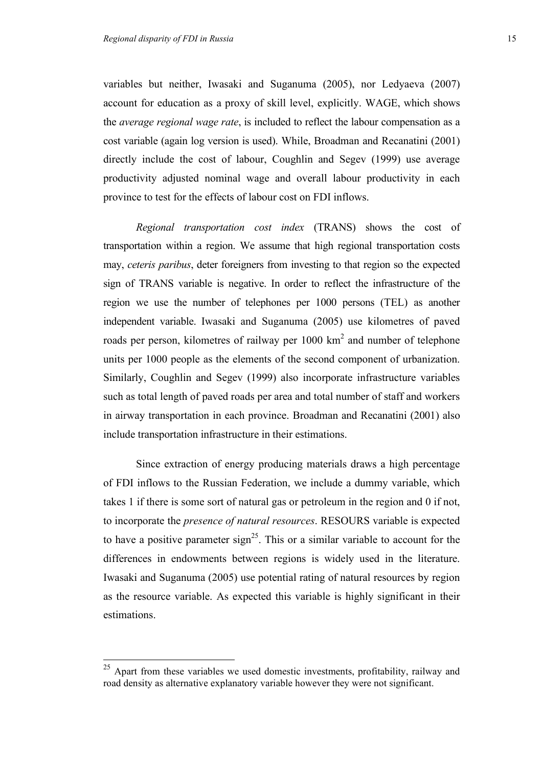variables but neither, Iwasaki and Suganuma (2005), nor Ledyaeva (2007) account for education as a proxy of skill level, explicitly. WAGE, which shows the *average regional wage rate*, is included to reflect the labour compensation as a cost variable (again log version is used). While, Broadman and Recanatini (2001) directly include the cost of labour, Coughlin and Segev (1999) use average productivity adjusted nominal wage and overall labour productivity in each province to test for the effects of labour cost on FDI inflows.

*Regional transportation cost index* (TRANS) shows the cost of transportation within a region. We assume that high regional transportation costs may, *ceteris paribus*, deter foreigners from investing to that region so the expected sign of TRANS variable is negative. In order to reflect the infrastructure of the region we use the number of telephones per 1000 persons (TEL) as another independent variable. Iwasaki and Suganuma (2005) use kilometres of paved roads per person, kilometres of railway per 1000 $km^2$ and number of telephone units per 1000 people as the elements of the second component of urbanization. Similarly, Coughlin and Segev (1999) also incorporate infrastructure variables such as total length of paved roads per area and total number of staff and workers in airway transportation in each province. Broadman and Recanatini (2001) also include transportation infrastructure in their estimations.

Since extraction of energy producing materials draws a high percentage of FDI inflows to the Russian Federation, we include a dummy variable, which takes 1 if there is some sort of natural gas or petroleum in the region and 0 if not, to incorporate the *presence of natural resources*. RESOURS variable is expected to have a positive parameter sign[25]. This or a similar variable to account for the differences in endowments between regions is widely used in the literature. Iwasaki and Suganuma (2005) use potential rating of natural resources by region as the resource variable. As expected this variable is highly significant in their estimations.

---

[25] Apart from these variables we used domestic investments, profitability, railway and road density as alternative explanatory variable however they were not significant.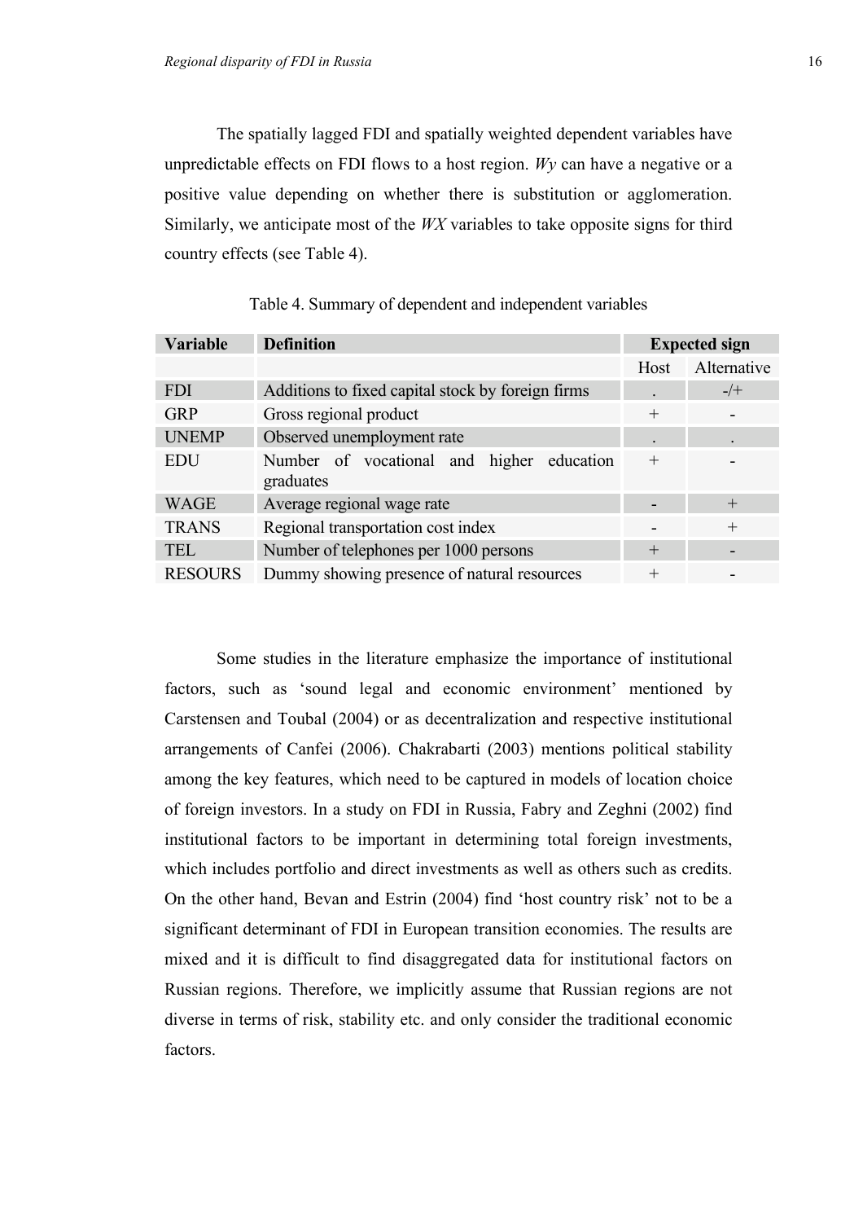The spatially lagged FDI and spatially weighted dependent variables have unpredictable effects on FDI flows to a host region. *Wy* can have a negative or a positive value depending on whether there is substitution or agglomeration. Similarly, we anticipate most of the *WX* variables to take opposite signs for third country effects (see Table 4).

Table 4. Summary of dependent and independent variables

| Variable | Definition | Expected sign | |
|---|---|---|---|
| | | Host | Alternative |
| FDI | Additions to fixed capital stock by foreign firms | . | -/+ |
| GRP | Gross regional product | + | - |
| UNEMP | Observed unemployment rate | . | . |
| EDU | Number of vocational and higher education graduates | + | - |
| WAGE | Average regional wage rate | - | + |
| TRANS | Regional transportation cost index | - | + |
| TEL | Number of telephones per 1000 persons | + | - |
| RESOURS | Dummy showing presence of natural resources | + | - |

Some studies in the literature emphasize the importance of institutional factors, such as 'sound legal and economic environment' mentioned by Carstensen and Toubal (2004) or as decentralization and respective institutional arrangements of Canfei (2006). Chakrabarti (2003) mentions political stability among the key features, which need to be captured in models of location choice of foreign investors. In a study on FDI in Russia, Fabry and Zeghni (2002) find institutional factors to be important in determining total foreign investments, which includes portfolio and direct investments as well as others such as credits. On the other hand, Bevan and Estrin (2004) find 'host country risk' not to be a significant determinant of FDI in European transition economies. The results are mixed and it is difficult to find disaggregated data for institutional factors on Russian regions. Therefore, we implicitly assume that Russian regions are not diverse in terms of risk, stability etc. and only consider the traditional economic factors.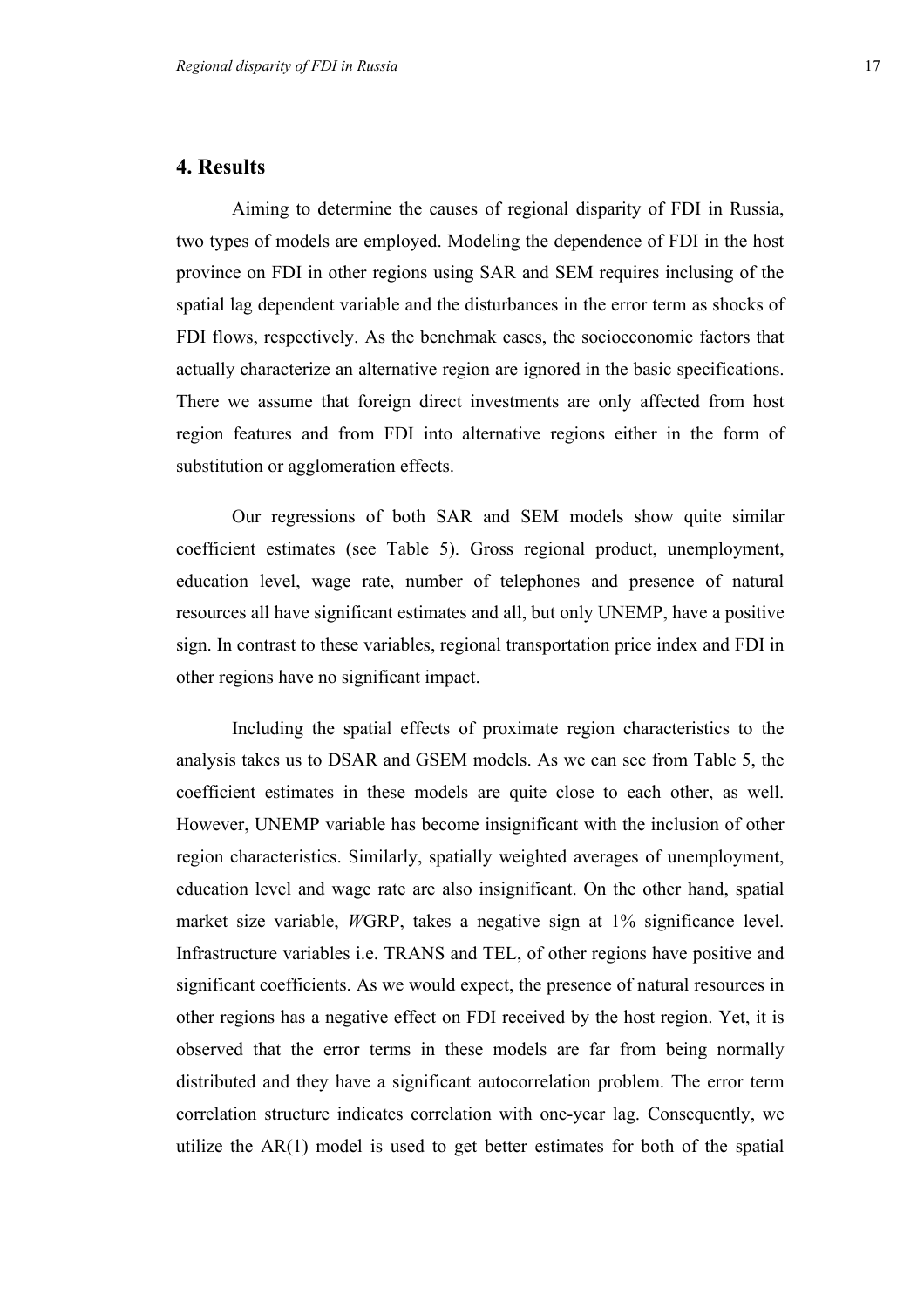## 4. Results

Aiming to determine the causes of regional disparity of FDI in Russia, two types of models are employed. Modeling the dependence of FDI in the host province on FDI in other regions using SAR and SEM requires inclusing of the spatial lag dependent variable and the disturbances in the error term as shocks of FDI flows, respectively. As the benchmak cases, the socioeconomic factors that actually characterize an alternative region are ignored in the basic specifications. There we assume that foreign direct investments are only affected from host region features and from FDI into alternative regions either in the form of substitution or agglomeration effects.

Our regressions of both SAR and SEM models show quite similar coefficient estimates (see Table 5). Gross regional product, unemployment, education level, wage rate, number of telephones and presence of natural resources all have significant estimates and all, but only UNEMP, have a positive sign. In contrast to these variables, regional transportation price index and FDI in other regions have no significant impact.

Including the spatial effects of proximate region characteristics to the analysis takes us to DSAR and GSEM models. As we can see from Table 5, the coefficient estimates in these models are quite close to each other, as well. However, UNEMP variable has become insignificant with the inclusion of other region characteristics. Similarly, spatially weighted averages of unemployment, education level and wage rate are also insignificant. On the other hand, spatial market size variable, *W*GRP, takes a negative sign at 1% significance level. Infrastructure variables i.e. TRANS and TEL, of other regions have positive and significant coefficients. As we would expect, the presence of natural resources in other regions has a negative effect on FDI received by the host region. Yet, it is observed that the error terms in these models are far from being normally distributed and they have a significant autocorrelation problem. The error term correlation structure indicates correlation with one-year lag. Consequently, we utilize the AR(1) model is used to get better estimates for both of the spatial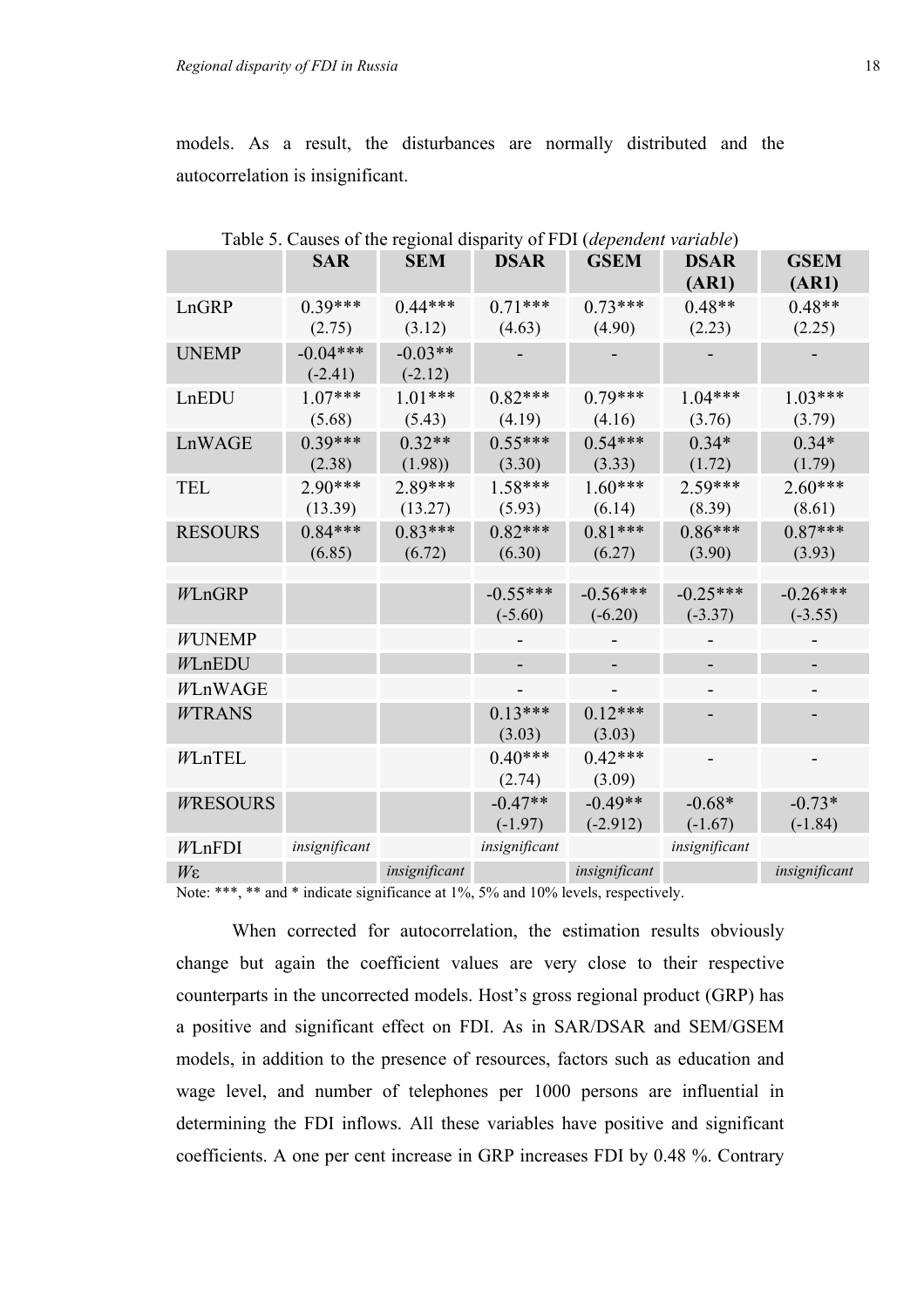models. As a result, the disturbances are normally distributed and the autocorrelation is insignificant.

Table 5. Causes of the regional disparity of FDI (*dependent variable*)

| | SAR | SEM | DSAR | GSEM | DSAR (AR1) | GSEM (AR1) |
|---|---|---|---|---|---|---|
| LnGRP | 0.39*** (2.75) | 0.44*** (3.12) | 0.71*** (4.63) | 0.73*** (4.90) | 0.48** (2.23) | 0.48** (2.25) |
| UNEMP | -0.04*** (-2.41) | -0.03** (-2.12) | - | - | - | - |
| LnEDU | 1.07*** (5.68) | 1.01*** (5.43) | 0.82*** (4.19) | 0.79*** (4.16) | 1.04*** (3.76) | 1.03*** (3.79) |
| LnWAGE | 0.39*** (2.38) | 0.32** (1.98)) | 0.55*** (3.30) | 0.54*** (3.33) | 0.34* (1.72) | 0.34* (1.79) |
| TEL | 2.90*** (13.39) | 2.89*** (13.27) | 1.58*** (5.93) | 1.60*** (6.14) | 2.59*** (8.39) | 2.60*** (8.61) |
| RESOURS | 0.84*** (6.85) | 0.83*** (6.72) | 0.82*** (6.30) | 0.81*** (6.27) | 0.86*** (3.90) | 0.87*** (3.93) |
| | | | | | | |
| *W*LnGRP | | | -0.55*** (-5.60) | -0.56*** (-6.20) | -0.25*** (-3.37) | -0.26*** (-3.55) |
| *W*UNEMP | | | - | - | - | - |
| *W*LnEDU | | | - | - | - | - |
| *W*LnWAGE | | | - | - | - | - |
| *W*TRANS | | | 0.13*** (3.03) | 0.12*** (3.03) | - | - |
| *W*LnTEL | | | 0.40*** (2.74) | 0.42*** (3.09) | - | - |
| *W*RESOURS | | | -0.47** (-1.97) | -0.49** (-2.912) | -0.68* (-1.67) | -0.73* (-1.84) |
| *W*LnFDI | *insignificant* | | *insignificant* | | *insignificant* | |
| *W*ε | | *insignificant* | | *insignificant* | | *insignificant* |

Note: ***, ** and * indicate significance at 1%, 5% and 10% levels, respectively.

When corrected for autocorrelation, the estimation results obviously change but again the coefficient values are very close to their respective counterparts in the uncorrected models. Host's gross regional product (GRP) has a positive and significant effect on FDI. As in SAR/DSAR and SEM/GSEM models, in addition to the presence of resources, factors such as education and wage level, and number of telephones per 1000 persons are influential in determining the FDI inflows. All these variables have positive and significant coefficients. A one per cent increase in GRP increases FDI by 0.48 %. Contrary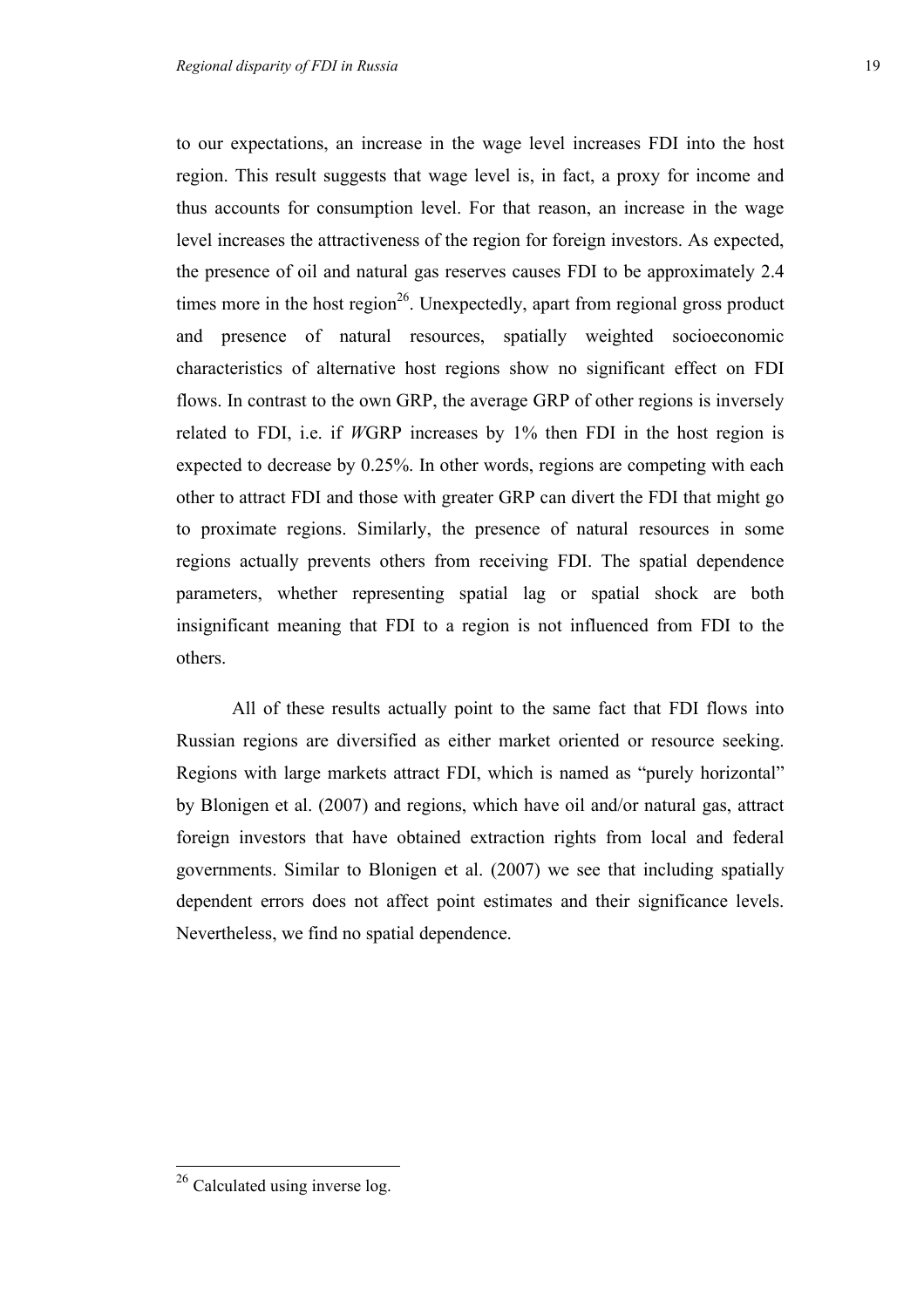to our expectations, an increase in the wage level increases FDI into the host region. This result suggests that wage level is, in fact, a proxy for income and thus accounts for consumption level. For that reason, an increase in the wage level increases the attractiveness of the region for foreign investors. As expected, the presence of oil and natural gas reserves causes FDI to be approximately 2.4 times more in the host region[26]. Unexpectedly, apart from regional gross product and presence of natural resources, spatially weighted socioeconomic characteristics of alternative host regions show no significant effect on FDI flows. In contrast to the own GRP, the average GRP of other regions is inversely related to FDI, i.e. if *W*GRP increases by 1% then FDI in the host region is expected to decrease by 0.25%. In other words, regions are competing with each other to attract FDI and those with greater GRP can divert the FDI that might go to proximate regions. Similarly, the presence of natural resources in some regions actually prevents others from receiving FDI. The spatial dependence parameters, whether representing spatial lag or spatial shock are both insignificant meaning that FDI to a region is not influenced from FDI to the others.

All of these results actually point to the same fact that FDI flows into Russian regions are diversified as either market oriented or resource seeking. Regions with large markets attract FDI, which is named as "purely horizontal" by Blonigen et al. (2007) and regions, which have oil and/or natural gas, attract foreign investors that have obtained extraction rights from local and federal governments. Similar to Blonigen et al. (2007) we see that including spatially dependent errors does not affect point estimates and their significance levels. Nevertheless, we find no spatial dependence.

[26] Calculated using inverse log.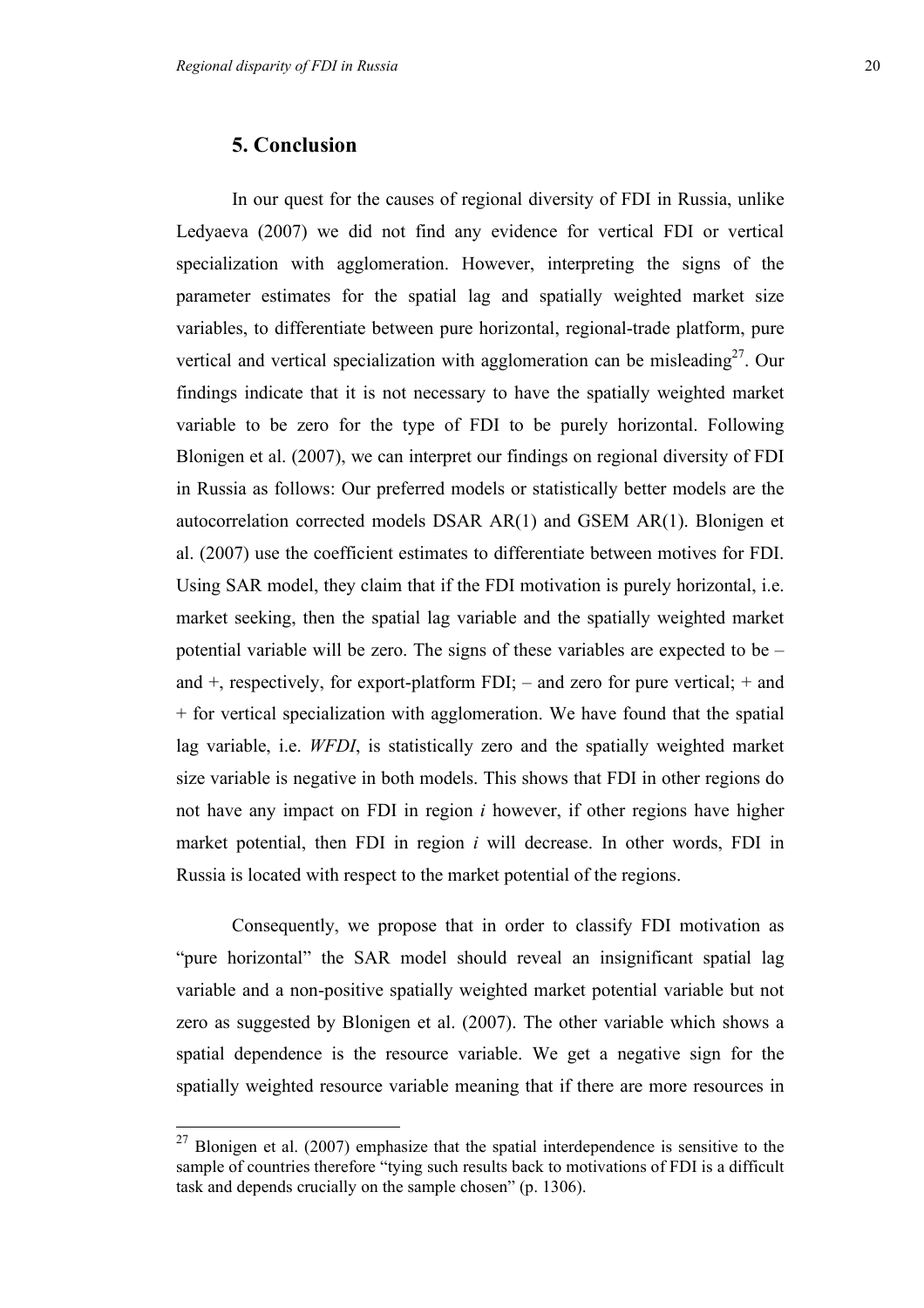## 5. Conclusion

In our quest for the causes of regional diversity of FDI in Russia, unlike Ledyaeva (2007) we did not find any evidence for vertical FDI or vertical specialization with agglomeration. However, interpreting the signs of the parameter estimates for the spatial lag and spatially weighted market size variables, to differentiate between pure horizontal, regional-trade platform, pure vertical and vertical specialization with agglomeration can be misleading[27]. Our findings indicate that it is not necessary to have the spatially weighted market variable to be zero for the type of FDI to be purely horizontal. Following Blonigen et al. (2007), we can interpret our findings on regional diversity of FDI in Russia as follows: Our preferred models or statistically better models are the autocorrelation corrected models DSAR AR(1) and GSEM AR(1). Blonigen et al. (2007) use the coefficient estimates to differentiate between motives for FDI. Using SAR model, they claim that if the FDI motivation is purely horizontal, i.e. market seeking, then the spatial lag variable and the spatially weighted market potential variable will be zero. The signs of these variables are expected to be – and +, respectively, for export-platform FDI; – and zero for pure vertical; + and + for vertical specialization with agglomeration. We have found that the spatial lag variable, i.e. *WFDI*, is statistically zero and the spatially weighted market size variable is negative in both models. This shows that FDI in other regions do not have any impact on FDI in region *i* however, if other regions have higher market potential, then FDI in region *i* will decrease. In other words, FDI in Russia is located with respect to the market potential of the regions.

Consequently, we propose that in order to classify FDI motivation as "pure horizontal" the SAR model should reveal an insignificant spatial lag variable and a non-positive spatially weighted market potential variable but not zero as suggested by Blonigen et al. (2007). The other variable which shows a spatial dependence is the resource variable. We get a negative sign for the spatially weighted resource variable meaning that if there are more resources in

[27] Blonigen et al. (2007) emphasize that the spatial interdependence is sensitive to the sample of countries therefore "tying such results back to motivations of FDI is a difficult task and depends crucially on the sample chosen" (p. 1306).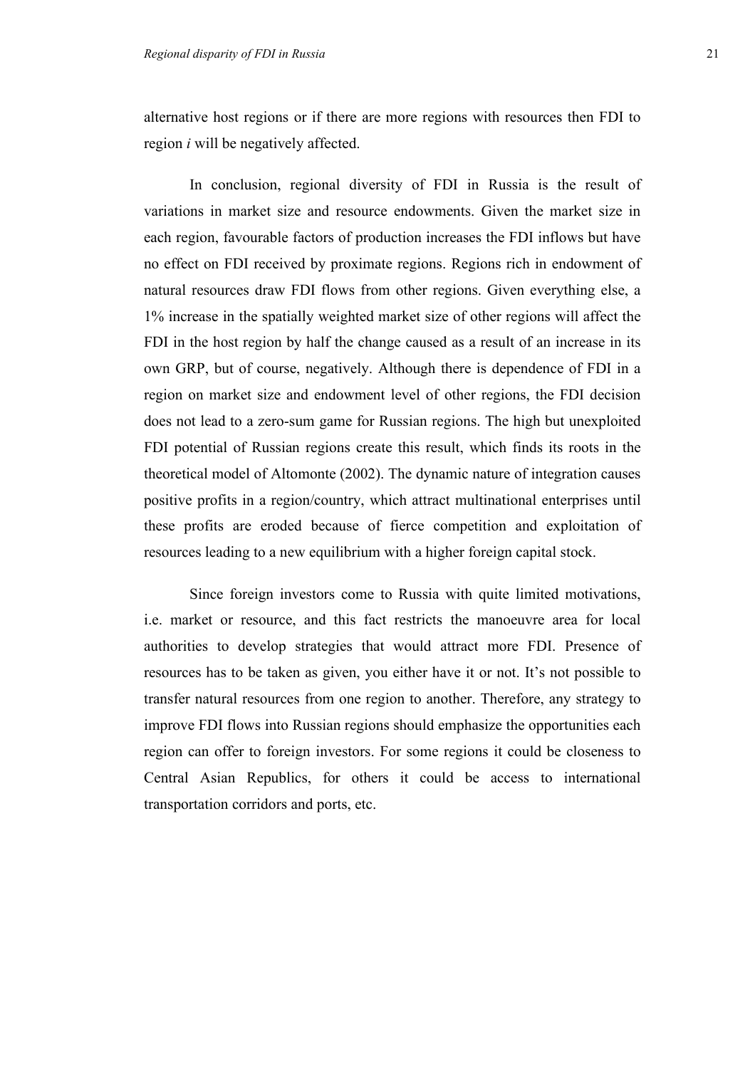alternative host regions or if there are more regions with resources then FDI to region $i$ will be negatively affected.

In conclusion, regional diversity of FDI in Russia is the result of variations in market size and resource endowments. Given the market size in each region, favourable factors of production increases the FDI inflows but have no effect on FDI received by proximate regions. Regions rich in endowment of natural resources draw FDI flows from other regions. Given everything else, a 1% increase in the spatially weighted market size of other regions will affect the FDI in the host region by half the change caused as a result of an increase in its own GRP, but of course, negatively. Although there is dependence of FDI in a region on market size and endowment level of other regions, the FDI decision does not lead to a zero-sum game for Russian regions. The high but unexploited FDI potential of Russian regions create this result, which finds its roots in the theoretical model of Altomonte (2002). The dynamic nature of integration causes positive profits in a region/country, which attract multinational enterprises until these profits are eroded because of fierce competition and exploitation of resources leading to a new equilibrium with a higher foreign capital stock.

Since foreign investors come to Russia with quite limited motivations, i.e. market or resource, and this fact restricts the manoeuvre area for local authorities to develop strategies that would attract more FDI. Presence of resources has to be taken as given, you either have it or not. It's not possible to transfer natural resources from one region to another. Therefore, any strategy to improve FDI flows into Russian regions should emphasize the opportunities each region can offer to foreign investors. For some regions it could be closeness to Central Asian Republics, for others it could be access to international transportation corridors and ports, etc.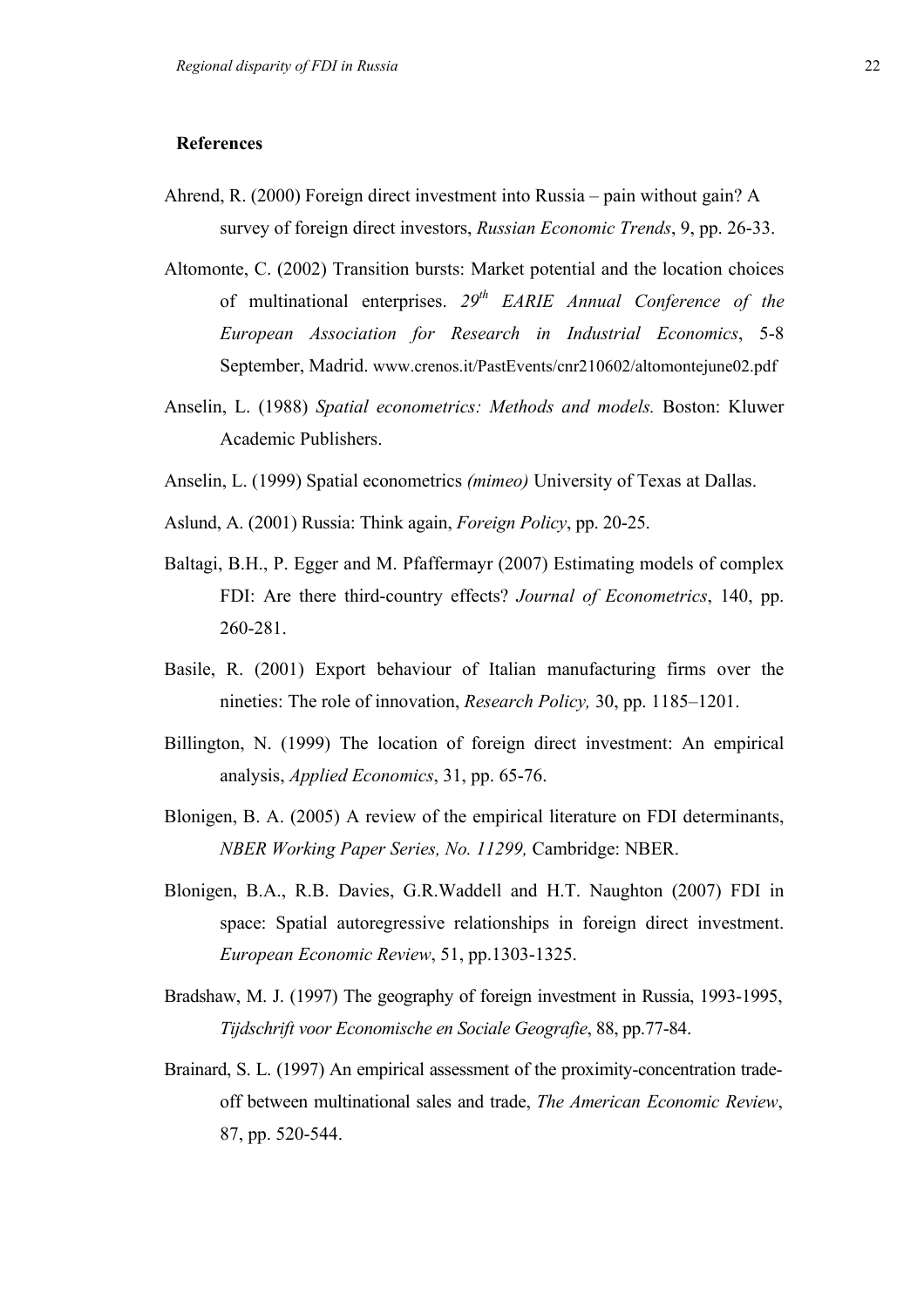## References

Ahrend, R. (2000) Foreign direct investment into Russia – pain without gain? A survey of foreign direct investors, *Russian Economic Trends*, 9, pp. 26-33.

Altomonte, C. (2002) Transition bursts: Market potential and the location choices of multinational enterprises. *29th EARIE Annual Conference of the European Association for Research in Industrial Economics*, 5-8 September, Madrid. www.crenos.it/PastEvents/cnr210602/altomontejune02.pdf

Anselin, L. (1988) *Spatial econometrics: Methods and models.* Boston: Kluwer Academic Publishers.

Anselin, L. (1999) Spatial econometrics *(mimeo)* University of Texas at Dallas.

Aslund, A. (2001) Russia: Think again, *Foreign Policy*, pp. 20-25.

Baltagi, B.H., P. Egger and M. Pfaffermayr (2007) Estimating models of complex FDI: Are there third-country effects? *Journal of Econometrics*, 140, pp. 260-281.

Basile, R. (2001) Export behaviour of Italian manufacturing firms over the nineties: The role of innovation, *Research Policy,* 30, pp. 1185–1201.

Billington, N. (1999) The location of foreign direct investment: An empirical analysis, *Applied Economics*, 31, pp. 65-76.

Blonigen, B. A. (2005) A review of the empirical literature on FDI determinants, *NBER Working Paper Series, No. 11299,* Cambridge: NBER.

Blonigen, B.A., R.B. Davies, G.R.Waddell and H.T. Naughton (2007) FDI in space: Spatial autoregressive relationships in foreign direct investment. *European Economic Review*, 51, pp.1303-1325.

Bradshaw, M. J. (1997) The geography of foreign investment in Russia, 1993-1995, *Tijdschrift voor Economische en Sociale Geografie*, 88, pp.77-84.

Brainard, S. L. (1997) An empirical assessment of the proximity-concentration trade-off between multinational sales and trade, *The American Economic Review*, 87, pp. 520-544.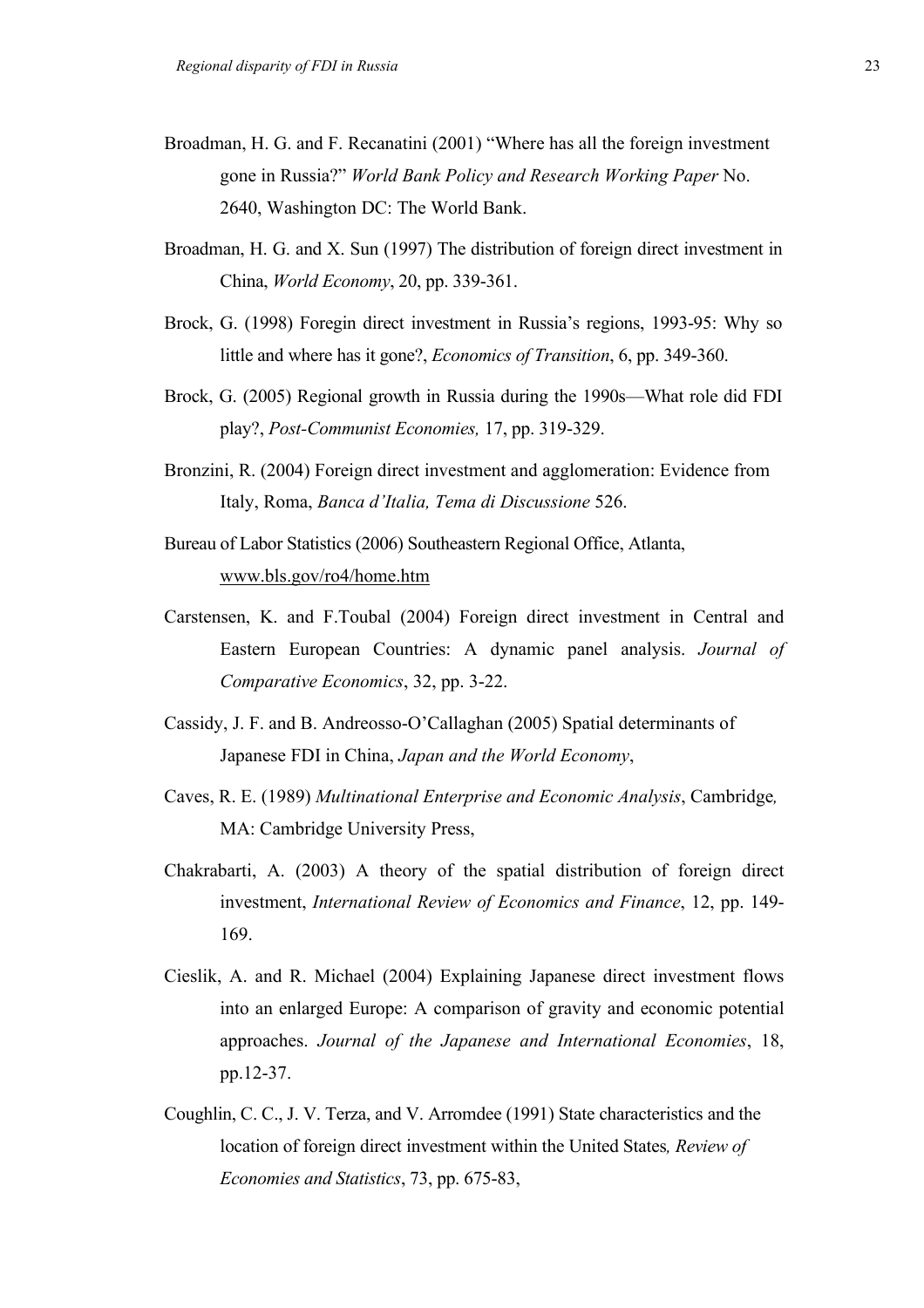Broadman, H. G. and F. Recanatini (2001) “Where has all the foreign investment gone in Russia?” *World Bank Policy and Research Working Paper* No. 2640, Washington DC: The World Bank.

Broadman, H. G. and X. Sun (1997) The distribution of foreign direct investment in China, *World Economy*, 20, pp. 339-361.

Brock, G. (1998) Foregin direct investment in Russia’s regions, 1993-95: Why so little and where has it gone?, *Economics of Transition*, 6, pp. 349-360.

Brock, G. (2005) Regional growth in Russia during the 1990s—What role did FDI play?, *Post-Communist Economies,* 17, pp. 319-329.

Bronzini, R. (2004) Foreign direct investment and agglomeration: Evidence from Italy, Roma, *Banca d’Italia, Tema di Discussione* 526.

Bureau of Labor Statistics (2006) Southeastern Regional Office, Atlanta, www.bls.gov/ro4/home.htm

Carstensen, K. and F.Toubal (2004) Foreign direct investment in Central and Eastern European Countries: A dynamic panel analysis. *Journal of Comparative Economics*, 32, pp. 3-22.

Cassidy, J. F. and B. Andreosso-O’Callaghan (2005) Spatial determinants of Japanese FDI in China, *Japan and the World Economy*,

Caves, R. E. (1989) *Multinational Enterprise and Economic Analysis*, Cambridge*,* MA: Cambridge University Press,

Chakrabarti, A. (2003) A theory of the spatial distribution of foreign direct investment, *International Review of Economics and Finance*, 12, pp. 149-169.

Cieslik, A. and R. Michael (2004) Explaining Japanese direct investment flows into an enlarged Europe: A comparison of gravity and economic potential approaches. *Journal of the Japanese and International Economies*, 18, pp.12-37.

Coughlin, C. C., J. V. Terza, and V. Arromdee (1991) State characteristics and the location of foreign direct investment within the United States*, Review of Economies and Statistics*, 73, pp. 675-83,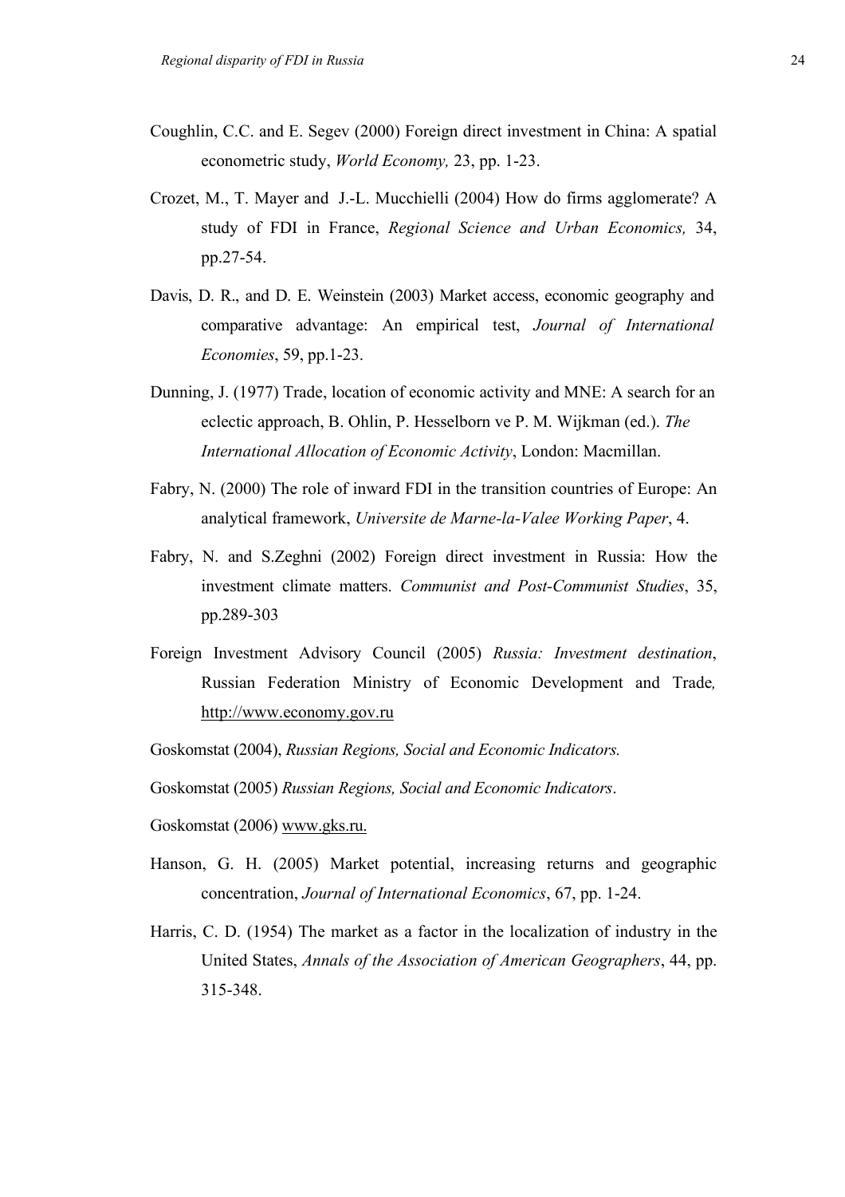Coughlin, C.C. and E. Segev (2000) Foreign direct investment in China: A spatial econometric study, *World Economy,* 23, pp. 1-23.

Crozet, M., T. Mayer and J.-L. Mucchielli (2004) How do firms agglomerate? A study of FDI in France, *Regional Science and Urban Economics,* 34, pp.27-54.

Davis, D. R., and D. E. Weinstein (2003) Market access, economic geography and comparative advantage: An empirical test, *Journal of International Economies*, 59, pp.1-23.

Dunning, J. (1977) Trade, location of economic activity and MNE: A search for an eclectic approach, B. Ohlin, P. Hesselborn ve P. M. Wijkman (ed.). *The International Allocation of Economic Activity*, London: Macmillan.

Fabry, N. (2000) The role of inward FDI in the transition countries of Europe: An analytical framework, *Universite de Marne-la-Valee Working Paper*, 4.

Fabry, N. and S.Zeghni (2002) Foreign direct investment in Russia: How the investment climate matters. *Communist and Post-Communist Studies*, 35, pp.289-303

Foreign Investment Advisory Council (2005) *Russia: Investment destination*, Russian Federation Ministry of Economic Development and Trade*,* http://www.economy.gov.ru

Goskomstat (2004), *Russian Regions, Social and Economic Indicators.*

Goskomstat (2005) *Russian Regions, Social and Economic Indicators*.

Goskomstat (2006) www.gks.ru.

Hanson, G. H. (2005) Market potential, increasing returns and geographic concentration, *Journal of International Economics*, 67, pp. 1-24.

Harris, C. D. (1954) The market as a factor in the localization of industry in the United States, *Annals of the Association of American Geographers*, 44, pp. 315-348.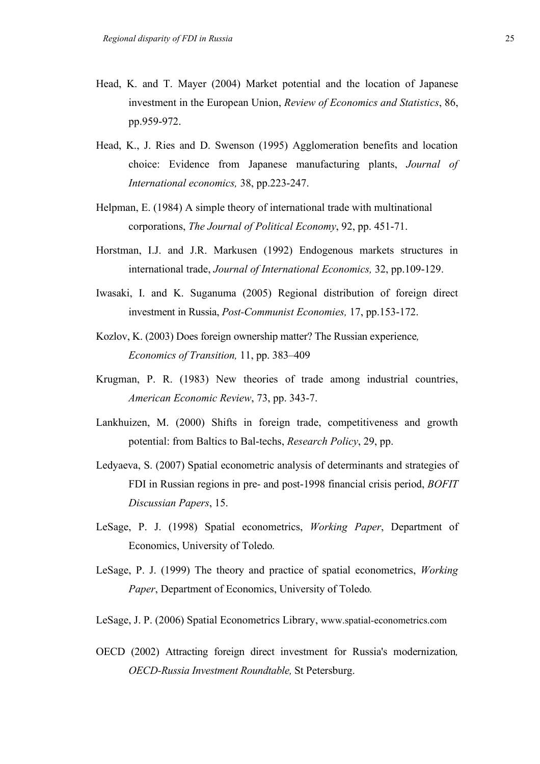Head, K. and T. Mayer (2004) Market potential and the location of Japanese investment in the European Union, *Review of Economics and Statistics*, 86, pp.959-972.

Head, K., J. Ries and D. Swenson (1995) Agglomeration benefits and location choice: Evidence from Japanese manufacturing plants, *Journal of International economics,* 38, pp.223-247.

Helpman, E. (1984) A simple theory of international trade with multinational corporations, *The Journal of Political Economy*, 92, pp. 451-71.

Horstman, I.J. and J.R. Markusen (1992) Endogenous markets structures in international trade, *Journal of International Economics,* 32, pp.109-129.

Iwasaki, I. and K. Suganuma (2005) Regional distribution of foreign direct investment in Russia, *Post-Communist Economies,* 17, pp.153-172.

Kozlov, K. (2003) Does foreign ownership matter? The Russian experience*, Economics of Transition,* 11, pp. 383–409

Krugman, P. R. (1983) New theories of trade among industrial countries, *American Economic Review*, 73, pp. 343-7.

Lankhuizen, M. (2000) Shifts in foreign trade, competitiveness and growth potential: from Baltics to Bal-techs, *Research Policy*, 29, pp.

Ledyaeva, S. (2007) Spatial econometric analysis of determinants and strategies of FDI in Russian regions in pre- and post-1998 financial crisis period, *BOFIT Discussian Papers*, 15.

LeSage, P. J. (1998) Spatial econometrics, *Working Paper*, Department of Economics, University of Toledo.

LeSage, P. J. (1999) The theory and practice of spatial econometrics, *Working Paper*, Department of Economics, University of Toledo.

LeSage, J. P. (2006) Spatial Econometrics Library, www.spatial-econometrics.com

OECD (2002) Attracting foreign direct investment for Russia's modernization*, OECD-Russia Investment Roundtable,* St Petersburg.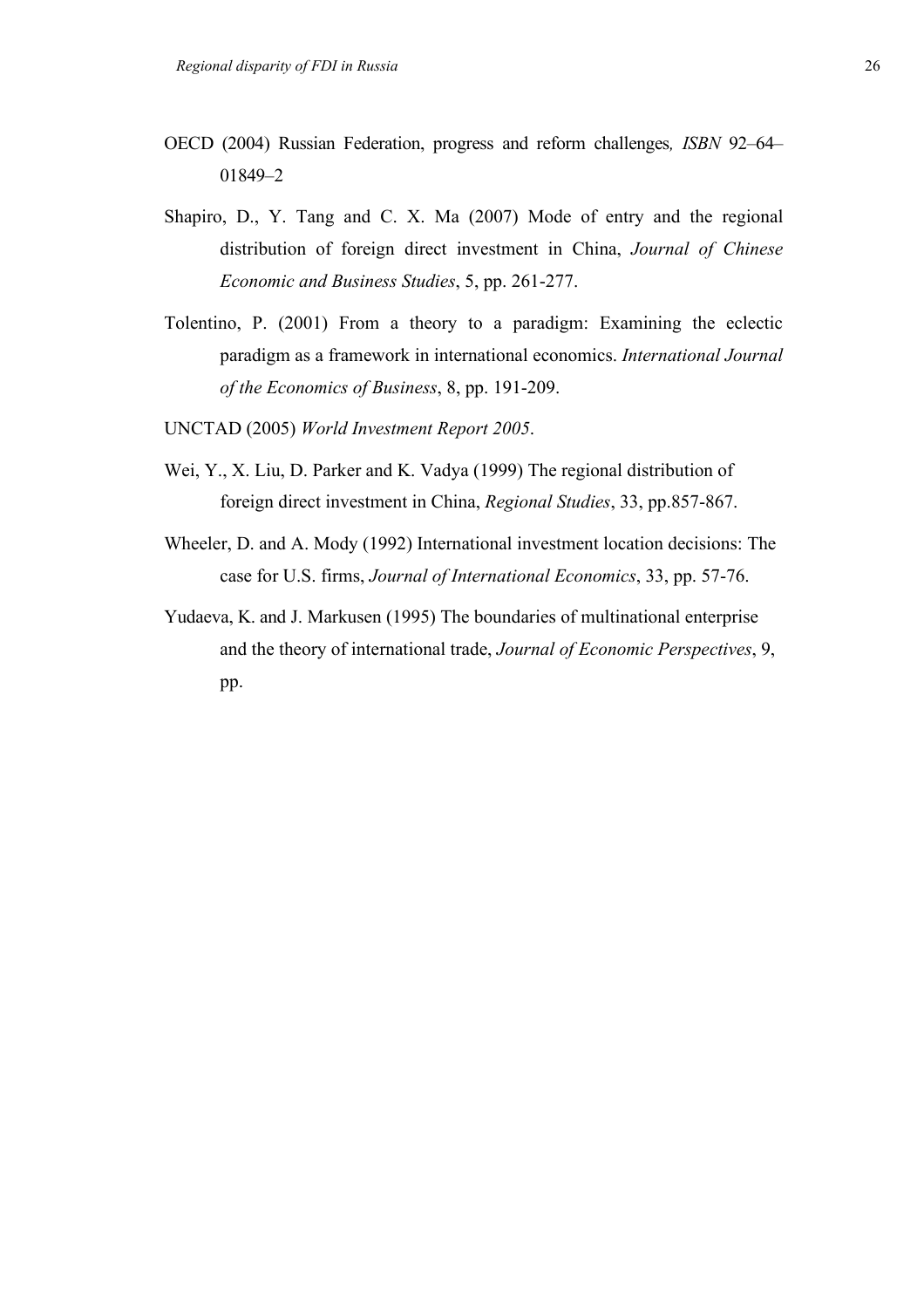OECD (2004) Russian Federation, progress and reform challenges*, ISBN* 92–64–01849–2

Shapiro, D., Y. Tang and C. X. Ma (2007) Mode of entry and the regional distribution of foreign direct investment in China, *Journal of Chinese Economic and Business Studies*, 5, pp. 261-277.

Tolentino, P. (2001) From a theory to a paradigm: Examining the eclectic paradigm as a framework in international economics. *International Journal of the Economics of Business*, 8, pp. 191-209.

UNCTAD (2005) *World Investment Report 2005*.

Wei, Y., X. Liu, D. Parker and K. Vadya (1999) The regional distribution of foreign direct investment in China, *Regional Studies*, 33, pp.857-867.

Wheeler, D. and A. Mody (1992) International investment location decisions: The case for U.S. firms, *Journal of International Economics*, 33, pp. 57-76.

Yudaeva, K. and J. Markusen (1995) The boundaries of multinational enterprise and the theory of international trade, *Journal of Economic Perspectives*, 9, pp.